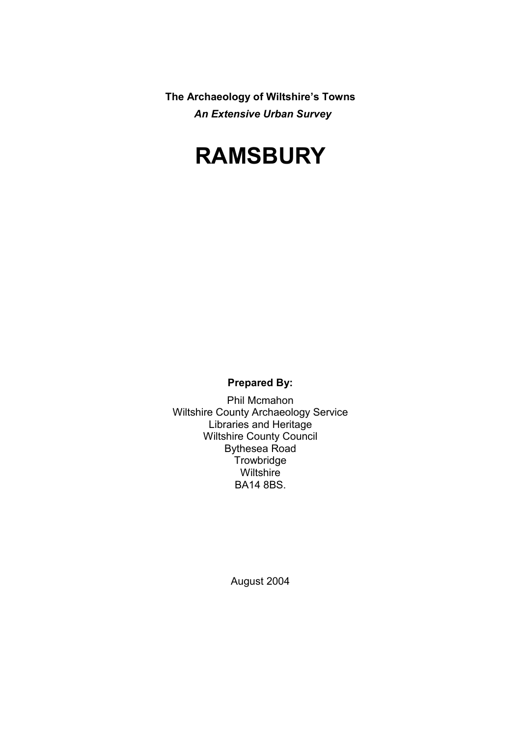**The Archaeology of Wiltshire's Towns**

***An Extensive Urban Survey***

# RAMSBURY

**Prepared By:**

Phil Mcmahon
Wiltshire County Archaeology Service
Libraries and Heritage
Wiltshire County Council
Bythesea Road
Trowbridge
Wiltshire
BA14 8BS.

August 2004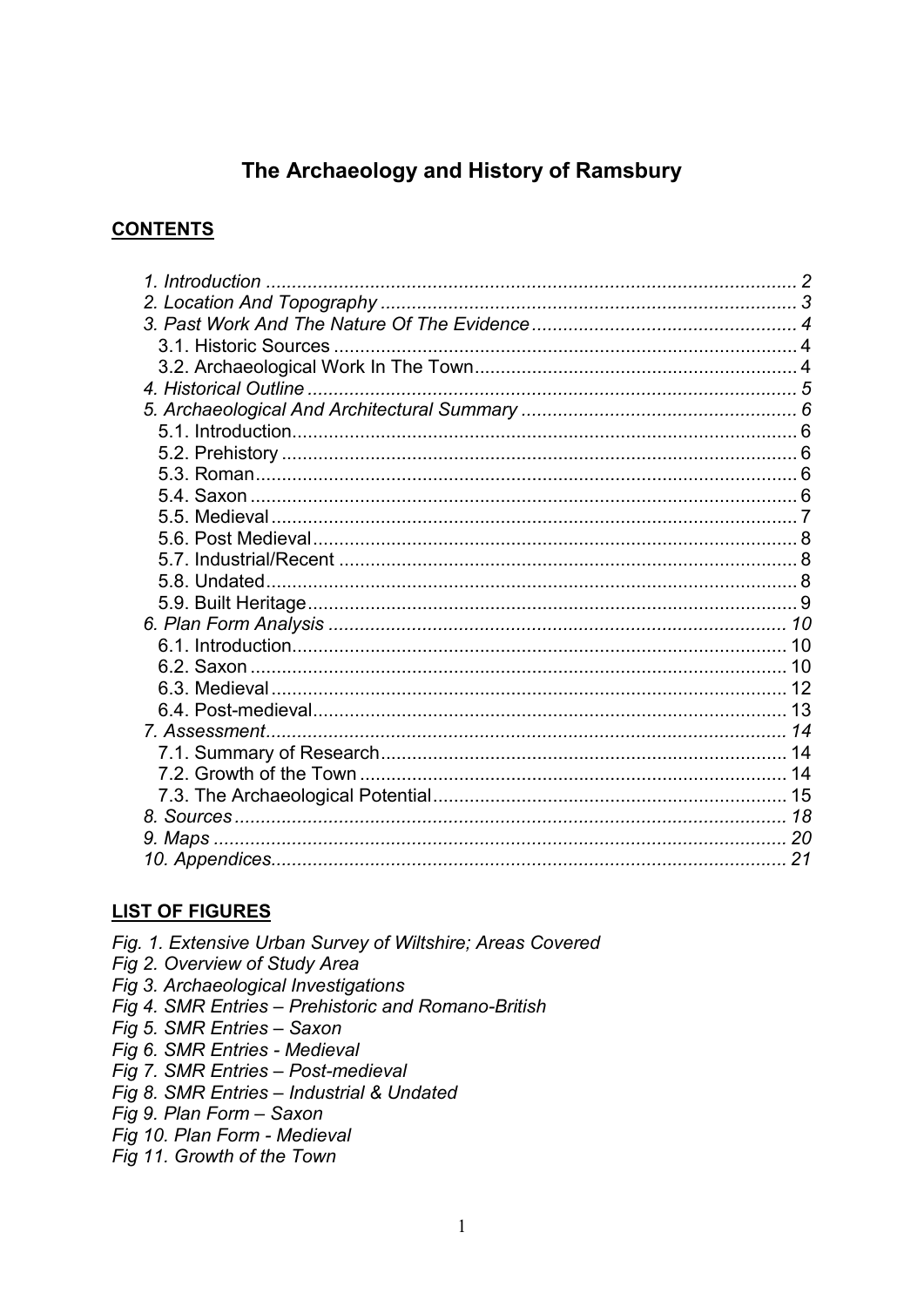# The Archaeology and History of Ramsbury

## CONTENTS

*1. Introduction* ........ *2*
*2. Location And Topography* ........ *3*
*3. Past Work And The Nature Of The Evidence* ........ *4*
  3.1. Historic Sources ........ 4
  3.2. Archaeological Work In The Town ........ 4
*4. Historical Outline* ........ *5*
*5. Archaeological And Architectural Summary* ........ *6*
  5.1. Introduction ........ 6
  5.2. Prehistory ........ 6
  5.3. Roman ........ 6
  5.4. Saxon ........ 6
  5.5. Medieval ........ 7
  5.6. Post Medieval ........ 8
  5.7. Industrial/Recent ........ 8
  5.8. Undated ........ 8
  5.9. Built Heritage ........ 9
*6. Plan Form Analysis* ........ *10*
  6.1. Introduction ........ 10
  6.2. Saxon ........ 10
  6.3. Medieval ........ 12
  6.4. Post-medieval ........ 13
*7. Assessment* ........ *14*
  7.1. Summary of Research ........ 14
  7.2. Growth of the Town ........ 14
  7.3. The Archaeological Potential ........ 15
*8. Sources* ........ *18*
*9. Maps* ........ *20*
*10. Appendices* ........ *21*

## LIST OF FIGURES

*Fig. 1. Extensive Urban Survey of Wiltshire; Areas Covered*
*Fig 2. Overview of Study Area*
*Fig 3. Archaeological Investigations*
*Fig 4. SMR Entries – Prehistoric and Romano-British*
*Fig 5. SMR Entries – Saxon*
*Fig 6. SMR Entries - Medieval*
*Fig 7. SMR Entries – Post-medieval*
*Fig 8. SMR Entries – Industrial & Undated*
*Fig 9. Plan Form – Saxon*
*Fig 10. Plan Form - Medieval*
*Fig 11. Growth of the Town*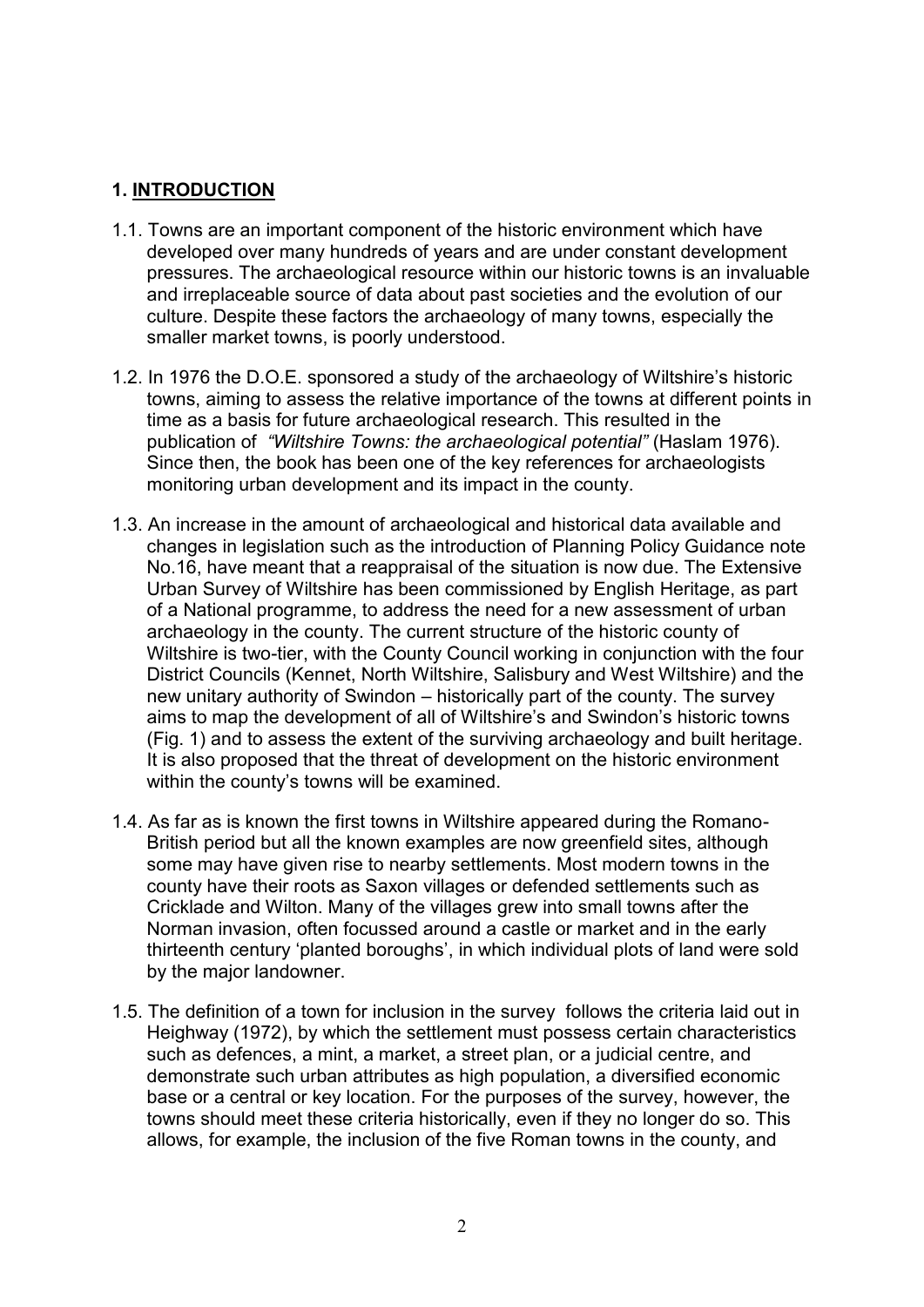## 1. INTRODUCTION

1.1. Towns are an important component of the historic environment which have developed over many hundreds of years and are under constant development pressures. The archaeological resource within our historic towns is an invaluable and irreplaceable source of data about past societies and the evolution of our culture. Despite these factors the archaeology of many towns, especially the smaller market towns, is poorly understood.

1.2. In 1976 the D.O.E. sponsored a study of the archaeology of Wiltshire's historic towns, aiming to assess the relative importance of the towns at different points in time as a basis for future archaeological research. This resulted in the publication of *"Wiltshire Towns: the archaeological potential"* (Haslam 1976). Since then, the book has been one of the key references for archaeologists monitoring urban development and its impact in the county.

1.3. An increase in the amount of archaeological and historical data available and changes in legislation such as the introduction of Planning Policy Guidance note No.16, have meant that a reappraisal of the situation is now due. The Extensive Urban Survey of Wiltshire has been commissioned by English Heritage, as part of a National programme, to address the need for a new assessment of urban archaeology in the county. The current structure of the historic county of Wiltshire is two-tier, with the County Council working in conjunction with the four District Councils (Kennet, North Wiltshire, Salisbury and West Wiltshire) and the new unitary authority of Swindon – historically part of the county. The survey aims to map the development of all of Wiltshire's and Swindon's historic towns (Fig. 1) and to assess the extent of the surviving archaeology and built heritage. It is also proposed that the threat of development on the historic environment within the county's towns will be examined.

1.4. As far as is known the first towns in Wiltshire appeared during the Romano-British period but all the known examples are now greenfield sites, although some may have given rise to nearby settlements. Most modern towns in the county have their roots as Saxon villages or defended settlements such as Cricklade and Wilton. Many of the villages grew into small towns after the Norman invasion, often focussed around a castle or market and in the early thirteenth century 'planted boroughs', in which individual plots of land were sold by the major landowner.

1.5. The definition of a town for inclusion in the survey follows the criteria laid out in Heighway (1972), by which the settlement must possess certain characteristics such as defences, a mint, a market, a street plan, or a judicial centre, and demonstrate such urban attributes as high population, a diversified economic base or a central or key location. For the purposes of the survey, however, the towns should meet these criteria historically, even if they no longer do so. This allows, for example, the inclusion of the five Roman towns in the county, and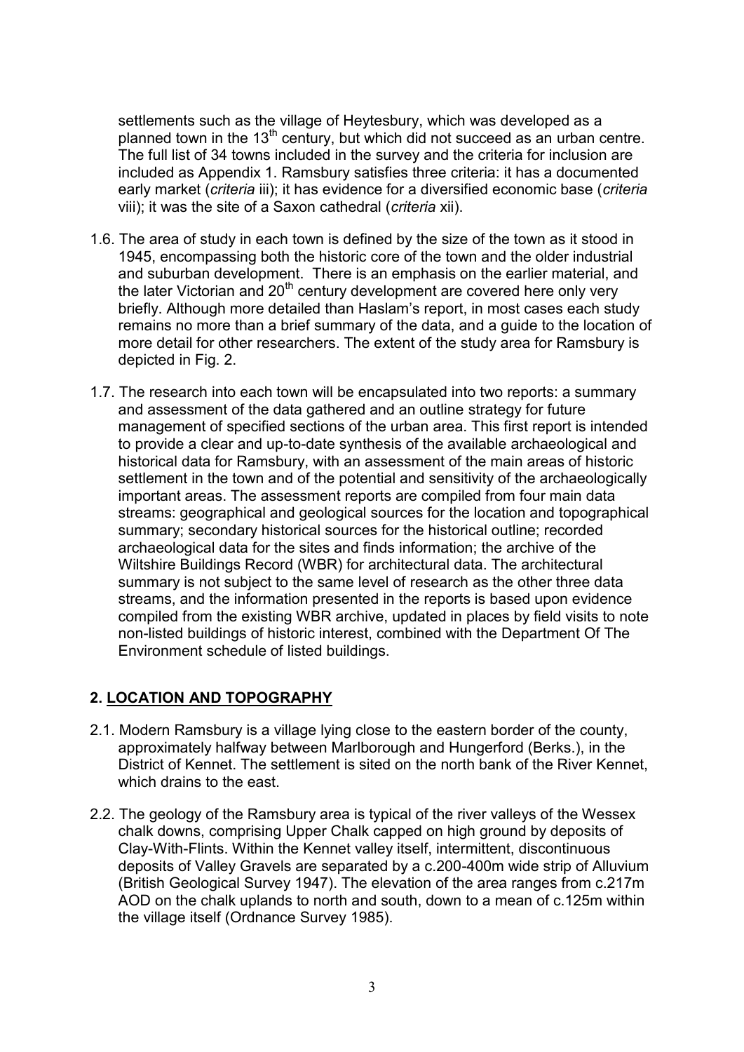settlements such as the village of Heytesbury, which was developed as a planned town in the 13th century, but which did not succeed as an urban centre. The full list of 34 towns included in the survey and the criteria for inclusion are included as Appendix 1. Ramsbury satisfies three criteria: it has a documented early market (*criteria* iii); it has evidence for a diversified economic base (*criteria* viii); it was the site of a Saxon cathedral (*criteria* xii).

1.6. The area of study in each town is defined by the size of the town as it stood in 1945, encompassing both the historic core of the town and the older industrial and suburban development. There is an emphasis on the earlier material, and the later Victorian and 20th century development are covered here only very briefly. Although more detailed than Haslam's report, in most cases each study remains no more than a brief summary of the data, and a guide to the location of more detail for other researchers. The extent of the study area for Ramsbury is depicted in Fig. 2.

1.7. The research into each town will be encapsulated into two reports: a summary and assessment of the data gathered and an outline strategy for future management of specified sections of the urban area. This first report is intended to provide a clear and up-to-date synthesis of the available archaeological and historical data for Ramsbury, with an assessment of the main areas of historic settlement in the town and of the potential and sensitivity of the archaeologically important areas. The assessment reports are compiled from four main data streams: geographical and geological sources for the location and topographical summary; secondary historical sources for the historical outline; recorded archaeological data for the sites and finds information; the archive of the Wiltshire Buildings Record (WBR) for architectural data. The architectural summary is not subject to the same level of research as the other three data streams, and the information presented in the reports is based upon evidence compiled from the existing WBR archive, updated in places by field visits to note non-listed buildings of historic interest, combined with the Department Of The Environment schedule of listed buildings.

## 2. LOCATION AND TOPOGRAPHY

2.1. Modern Ramsbury is a village lying close to the eastern border of the county, approximately halfway between Marlborough and Hungerford (Berks.), in the District of Kennet. The settlement is sited on the north bank of the River Kennet, which drains to the east.

2.2. The geology of the Ramsbury area is typical of the river valleys of the Wessex chalk downs, comprising Upper Chalk capped on high ground by deposits of Clay-With-Flints. Within the Kennet valley itself, intermittent, discontinuous deposits of Valley Gravels are separated by a c.200-400m wide strip of Alluvium (British Geological Survey 1947). The elevation of the area ranges from c.217m AOD on the chalk uplands to north and south, down to a mean of c.125m within the village itself (Ordnance Survey 1985).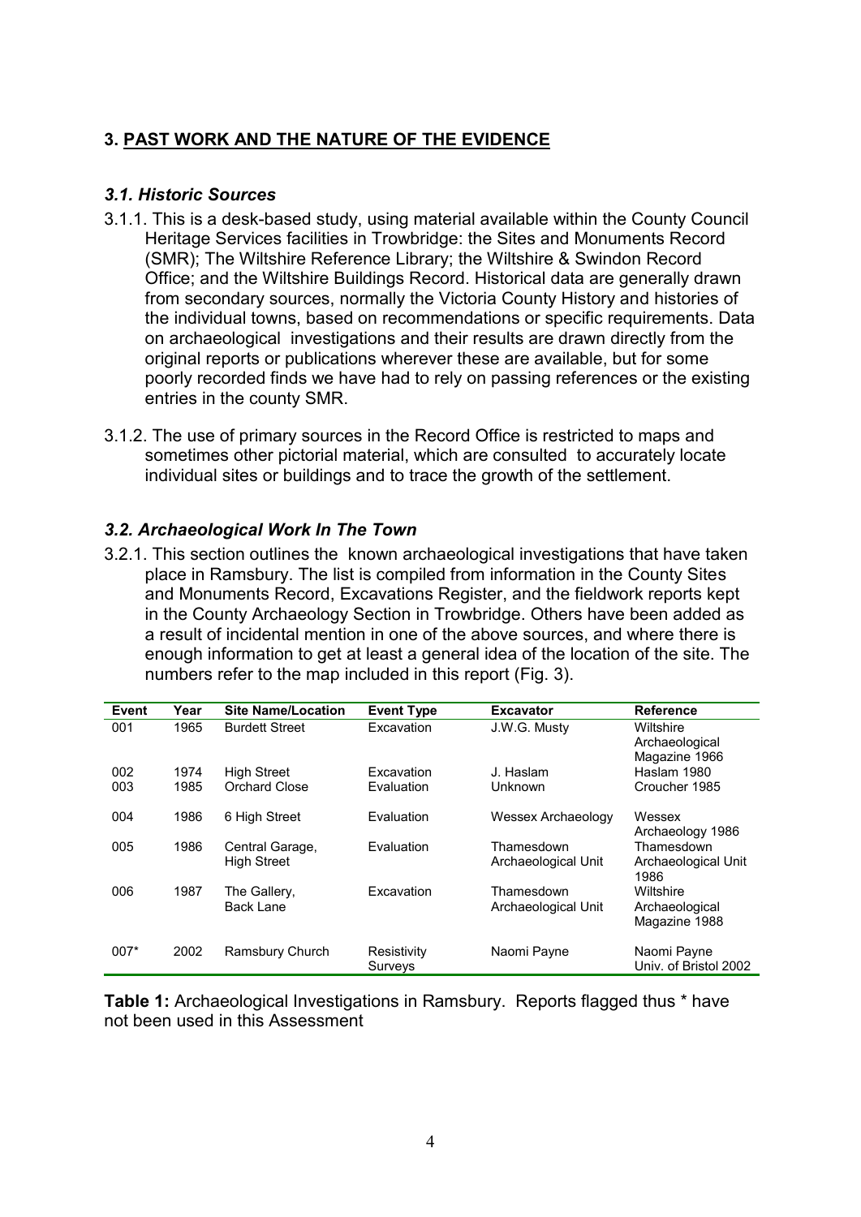## 3. PAST WORK AND THE NATURE OF THE EVIDENCE

### *3.1. Historic Sources*

3.1.1. This is a desk-based study, using material available within the County Council Heritage Services facilities in Trowbridge: the Sites and Monuments Record (SMR); The Wiltshire Reference Library; the Wiltshire & Swindon Record Office; and the Wiltshire Buildings Record. Historical data are generally drawn from secondary sources, normally the Victoria County History and histories of the individual towns, based on recommendations or specific requirements. Data on archaeological investigations and their results are drawn directly from the original reports or publications wherever these are available, but for some poorly recorded finds we have had to rely on passing references or the existing entries in the county SMR.

3.1.2. The use of primary sources in the Record Office is restricted to maps and sometimes other pictorial material, which are consulted to accurately locate individual sites or buildings and to trace the growth of the settlement.

### *3.2. Archaeological Work In The Town*

3.2.1. This section outlines the known archaeological investigations that have taken place in Ramsbury. The list is compiled from information in the County Sites and Monuments Record, Excavations Register, and the fieldwork reports kept in the County Archaeology Section in Trowbridge. Others have been added as a result of incidental mention in one of the above sources, and where there is enough information to get at least a general idea of the location of the site. The numbers refer to the map included in this report (Fig. 3).

| Event | Year | Site Name/Location | Event Type | Excavator | Reference |
|---|---|---|---|---|---|
| 001 | 1965 | Burdett Street | Excavation | J.W.G. Musty | Wiltshire Archaeological Magazine 1966 |
| 002 | 1974 | High Street | Excavation | J. Haslam | Haslam 1980 |
| 003 | 1985 | Orchard Close | Evaluation | Unknown | Croucher 1985 |
| 004 | 1986 | 6 High Street | Evaluation | Wessex Archaeology | Wessex Archaeology 1986 |
| 005 | 1986 | Central Garage, High Street | Evaluation | Thamesdown Archaeological Unit | Thamesdown Archaeological Unit 1986 |
| 006 | 1987 | The Gallery, Back Lane | Excavation | Thamesdown Archaeological Unit | Wiltshire Archaeological Magazine 1988 |
| 007* | 2002 | Ramsbury Church | Resistivity Surveys | Naomi Payne | Naomi Payne Univ. of Bristol 2002 |

**Table 1:** Archaeological Investigations in Ramsbury. Reports flagged thus * have not been used in this Assessment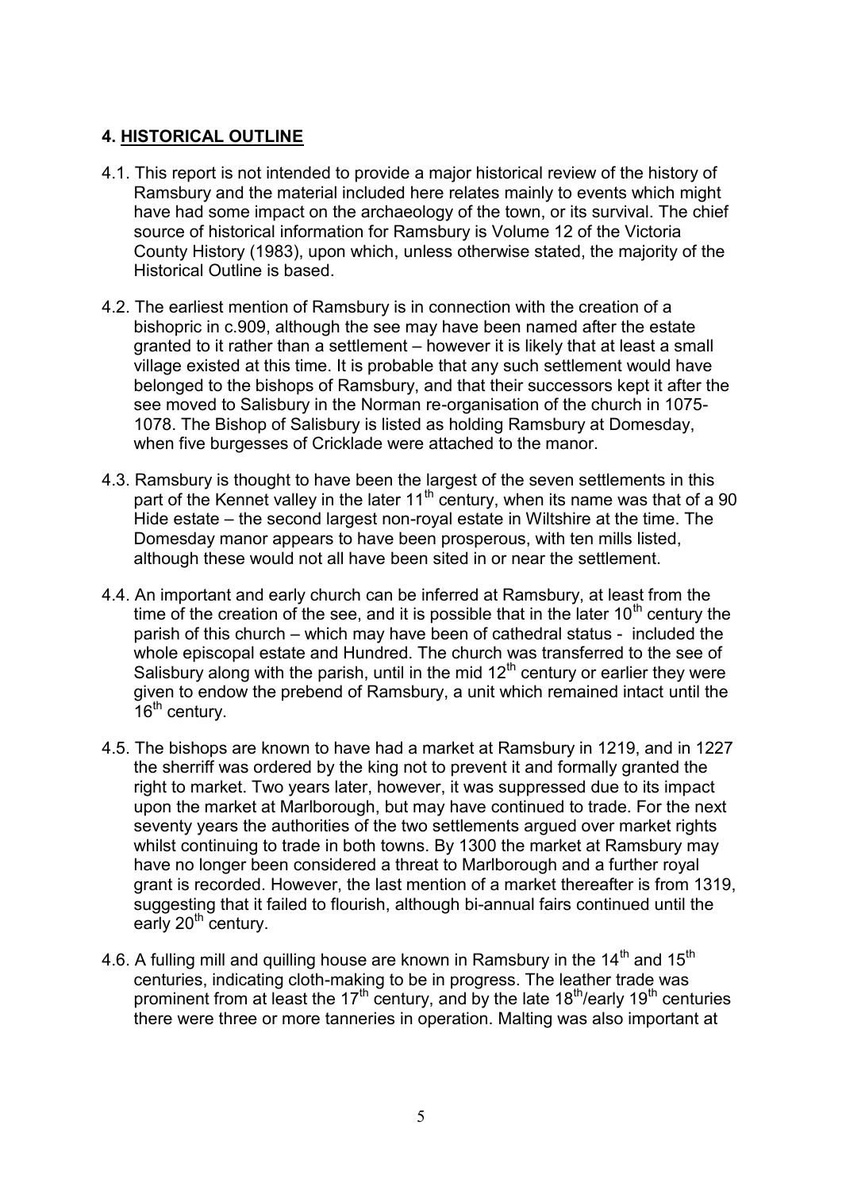## 4. HISTORICAL OUTLINE

4.1. This report is not intended to provide a major historical review of the history of Ramsbury and the material included here relates mainly to events which might have had some impact on the archaeology of the town, or its survival. The chief source of historical information for Ramsbury is Volume 12 of the Victoria County History (1983), upon which, unless otherwise stated, the majority of the Historical Outline is based.

4.2. The earliest mention of Ramsbury is in connection with the creation of a bishopric in c.909, although the see may have been named after the estate granted to it rather than a settlement – however it is likely that at least a small village existed at this time. It is probable that any such settlement would have belonged to the bishops of Ramsbury, and that their successors kept it after the see moved to Salisbury in the Norman re-organisation of the church in 1075-1078. The Bishop of Salisbury is listed as holding Ramsbury at Domesday, when five burgesses of Cricklade were attached to the manor.

4.3. Ramsbury is thought to have been the largest of the seven settlements in this part of the Kennet valley in the later 11th century, when its name was that of a 90 Hide estate – the second largest non-royal estate in Wiltshire at the time. The Domesday manor appears to have been prosperous, with ten mills listed, although these would not all have been sited in or near the settlement.

4.4. An important and early church can be inferred at Ramsbury, at least from the time of the creation of the see, and it is possible that in the later 10th century the parish of this church – which may have been of cathedral status - included the whole episcopal estate and Hundred. The church was transferred to the see of Salisbury along with the parish, until in the mid 12th century or earlier they were given to endow the prebend of Ramsbury, a unit which remained intact until the 16th century.

4.5. The bishops are known to have had a market at Ramsbury in 1219, and in 1227 the sherriff was ordered by the king not to prevent it and formally granted the right to market. Two years later, however, it was suppressed due to its impact upon the market at Marlborough, but may have continued to trade. For the next seventy years the authorities of the two settlements argued over market rights whilst continuing to trade in both towns. By 1300 the market at Ramsbury may have no longer been considered a threat to Marlborough and a further royal grant is recorded. However, the last mention of a market thereafter is from 1319, suggesting that it failed to flourish, although bi-annual fairs continued until the early 20th century.

4.6. A fulling mill and quilling house are known in Ramsbury in the 14th and 15th centuries, indicating cloth-making to be in progress. The leather trade was prominent from at least the 17th century, and by the late 18th/early 19th centuries there were three or more tanneries in operation. Malting was also important at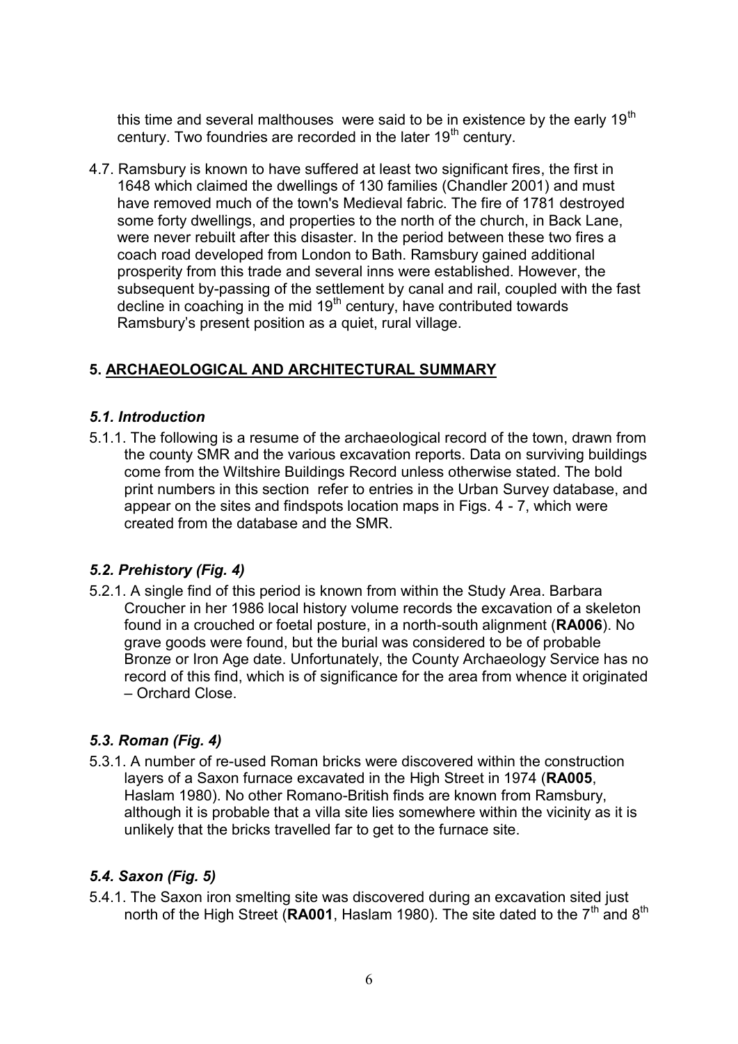this time and several malthouses were said to be in existence by the early 19th century. Two foundries are recorded in the later 19th century.

4.7. Ramsbury is known to have suffered at least two significant fires, the first in 1648 which claimed the dwellings of 130 families (Chandler 2001) and must have removed much of the town's Medieval fabric. The fire of 1781 destroyed some forty dwellings, and properties to the north of the church, in Back Lane, were never rebuilt after this disaster. In the period between these two fires a coach road developed from London to Bath. Ramsbury gained additional prosperity from this trade and several inns were established. However, the subsequent by-passing of the settlement by canal and rail, coupled with the fast decline in coaching in the mid 19th century, have contributed towards Ramsbury's present position as a quiet, rural village.

## 5. ARCHAEOLOGICAL AND ARCHITECTURAL SUMMARY

### *5.1. Introduction*

5.1.1. The following is a resume of the archaeological record of the town, drawn from the county SMR and the various excavation reports. Data on surviving buildings come from the Wiltshire Buildings Record unless otherwise stated. The bold print numbers in this section refer to entries in the Urban Survey database, and appear on the sites and findspots location maps in Figs. 4 - 7, which were created from the database and the SMR.

### *5.2. Prehistory (Fig. 4)*

5.2.1. A single find of this period is known from within the Study Area. Barbara Croucher in her 1986 local history volume records the excavation of a skeleton found in a crouched or foetal posture, in a north-south alignment (**RA006**). No grave goods were found, but the burial was considered to be of probable Bronze or Iron Age date. Unfortunately, the County Archaeology Service has no record of this find, which is of significance for the area from whence it originated – Orchard Close.

### *5.3. Roman (Fig. 4)*

5.3.1. A number of re-used Roman bricks were discovered within the construction layers of a Saxon furnace excavated in the High Street in 1974 (**RA005**, Haslam 1980). No other Romano-British finds are known from Ramsbury, although it is probable that a villa site lies somewhere within the vicinity as it is unlikely that the bricks travelled far to get to the furnace site.

### *5.4. Saxon (Fig. 5)*

5.4.1. The Saxon iron smelting site was discovered during an excavation sited just north of the High Street (**RA001**, Haslam 1980). The site dated to the 7th and 8th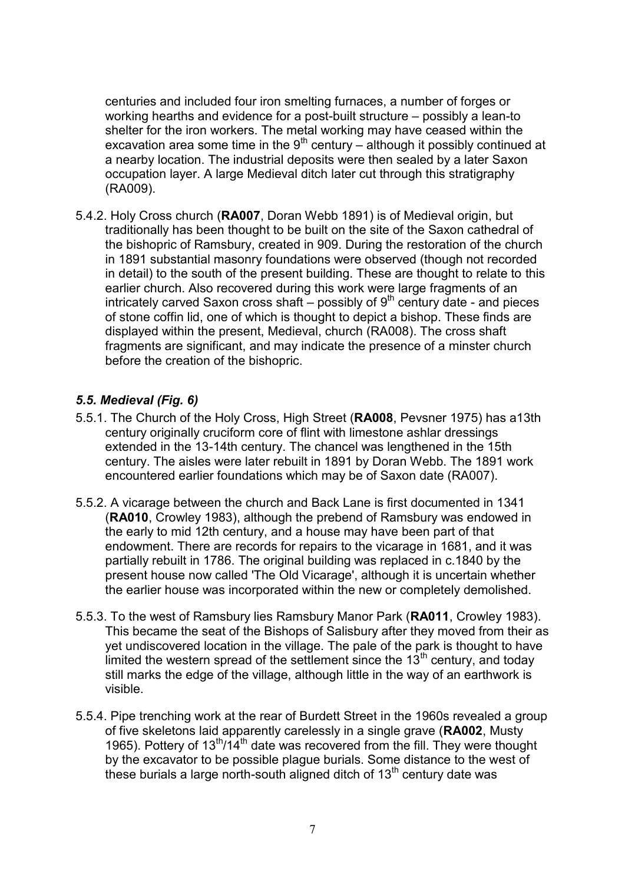centuries and included four iron smelting furnaces, a number of forges or working hearths and evidence for a post-built structure – possibly a lean-to shelter for the iron workers. The metal working may have ceased within the excavation area some time in the 9th century – although it possibly continued at a nearby location. The industrial deposits were then sealed by a later Saxon occupation layer. A large Medieval ditch later cut through this stratigraphy (RA009).

5.4.2. Holy Cross church (**RA007**, Doran Webb 1891) is of Medieval origin, but traditionally has been thought to be built on the site of the Saxon cathedral of the bishopric of Ramsbury, created in 909. During the restoration of the church in 1891 substantial masonry foundations were observed (though not recorded in detail) to the south of the present building. These are thought to relate to this earlier church. Also recovered during this work were large fragments of an intricately carved Saxon cross shaft – possibly of 9th century date - and pieces of stone coffin lid, one of which is thought to depict a bishop. These finds are displayed within the present, Medieval, church (RA008). The cross shaft fragments are significant, and may indicate the presence of a minster church before the creation of the bishopric.

### *5.5. Medieval (Fig. 6)*

5.5.1. The Church of the Holy Cross, High Street (**RA008**, Pevsner 1975) has a13th century originally cruciform core of flint with limestone ashlar dressings extended in the 13-14th century. The chancel was lengthened in the 15th century. The aisles were later rebuilt in 1891 by Doran Webb. The 1891 work encountered earlier foundations which may be of Saxon date (RA007).

5.5.2. A vicarage between the church and Back Lane is first documented in 1341 (**RA010**, Crowley 1983), although the prebend of Ramsbury was endowed in the early to mid 12th century, and a house may have been part of that endowment. There are records for repairs to the vicarage in 1681, and it was partially rebuilt in 1786. The original building was replaced in c.1840 by the present house now called 'The Old Vicarage', although it is uncertain whether the earlier house was incorporated within the new or completely demolished.

5.5.3. To the west of Ramsbury lies Ramsbury Manor Park (**RA011**, Crowley 1983). This became the seat of the Bishops of Salisbury after they moved from their as yet undiscovered location in the village. The pale of the park is thought to have limited the western spread of the settlement since the 13th century, and today still marks the edge of the village, although little in the way of an earthwork is visible.

5.5.4. Pipe trenching work at the rear of Burdett Street in the 1960s revealed a group of five skeletons laid apparently carelessly in a single grave (**RA002**, Musty 1965). Pottery of 13th/14th date was recovered from the fill. They were thought by the excavator to be possible plague burials. Some distance to the west of these burials a large north-south aligned ditch of 13th century date was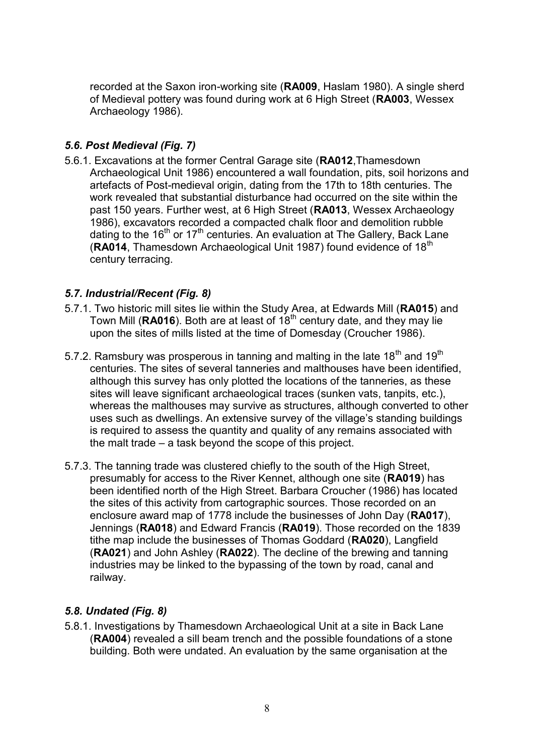recorded at the Saxon iron-working site (**RA009**, Haslam 1980). A single sherd of Medieval pottery was found during work at 6 High Street (**RA003**, Wessex Archaeology 1986).

### *5.6. Post Medieval (Fig. 7)*

5.6.1. Excavations at the former Central Garage site (**RA012**,Thamesdown Archaeological Unit 1986) encountered a wall foundation, pits, soil horizons and artefacts of Post-medieval origin, dating from the 17th to 18th centuries. The work revealed that substantial disturbance had occurred on the site within the past 150 years. Further west, at 6 High Street (**RA013**, Wessex Archaeology 1986), excavators recorded a compacted chalk floor and demolition rubble dating to the 16th or 17th centuries. An evaluation at The Gallery, Back Lane (**RA014**, Thamesdown Archaeological Unit 1987) found evidence of 18th century terracing.

### *5.7. Industrial/Recent (Fig. 8)*

5.7.1. Two historic mill sites lie within the Study Area, at Edwards Mill (**RA015**) and Town Mill (**RA016**). Both are at least of 18th century date, and they may lie upon the sites of mills listed at the time of Domesday (Croucher 1986).

5.7.2. Ramsbury was prosperous in tanning and malting in the late 18th and 19th centuries. The sites of several tanneries and malthouses have been identified, although this survey has only plotted the locations of the tanneries, as these sites will leave significant archaeological traces (sunken vats, tanpits, etc.), whereas the malthouses may survive as structures, although converted to other uses such as dwellings. An extensive survey of the village's standing buildings is required to assess the quantity and quality of any remains associated with the malt trade – a task beyond the scope of this project.

5.7.3. The tanning trade was clustered chiefly to the south of the High Street, presumably for access to the River Kennet, although one site (**RA019**) has been identified north of the High Street. Barbara Croucher (1986) has located the sites of this activity from cartographic sources. Those recorded on an enclosure award map of 1778 include the businesses of John Day (**RA017**), Jennings (**RA018**) and Edward Francis (**RA019**). Those recorded on the 1839 tithe map include the businesses of Thomas Goddard (**RA020**), Langfield (**RA021**) and John Ashley (**RA022**). The decline of the brewing and tanning industries may be linked to the bypassing of the town by road, canal and railway.

### *5.8. Undated (Fig. 8)*

5.8.1. Investigations by Thamesdown Archaeological Unit at a site in Back Lane (**RA004**) revealed a sill beam trench and the possible foundations of a stone building. Both were undated. An evaluation by the same organisation at the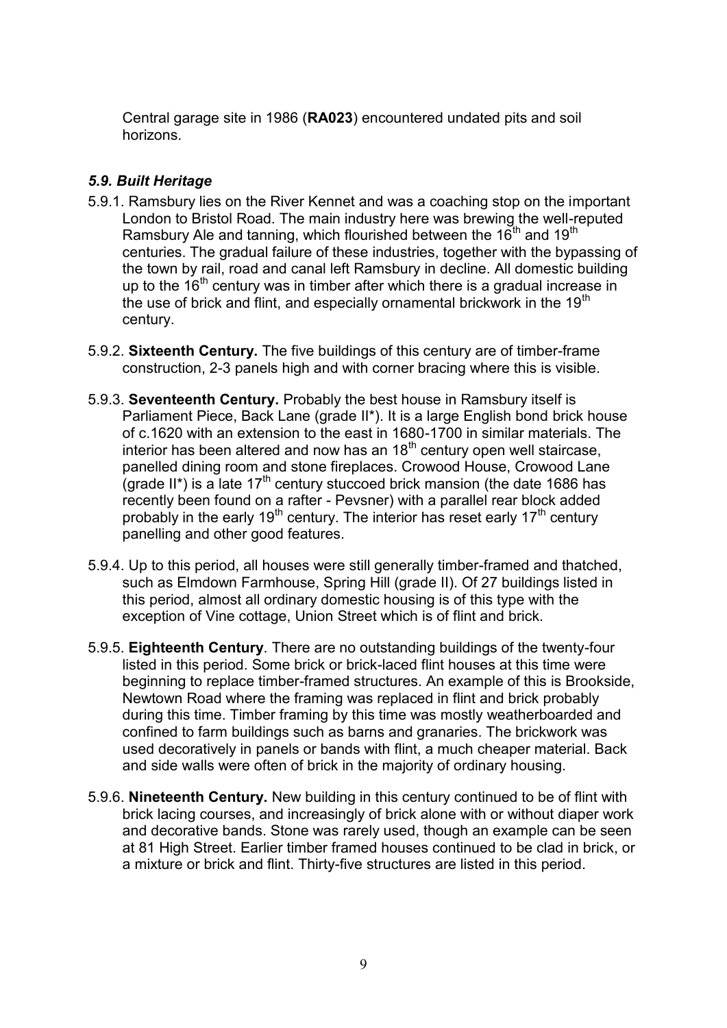Central garage site in 1986 (**RA023**) encountered undated pits and soil horizons.

### *5.9. Built Heritage*

5.9.1. Ramsbury lies on the River Kennet and was a coaching stop on the important London to Bristol Road. The main industry here was brewing the well-reputed Ramsbury Ale and tanning, which flourished between the 16th and 19th centuries. The gradual failure of these industries, together with the bypassing of the town by rail, road and canal left Ramsbury in decline. All domestic building up to the 16th century was in timber after which there is a gradual increase in the use of brick and flint, and especially ornamental brickwork in the 19th century.

5.9.2. **Sixteenth Century.** The five buildings of this century are of timber-frame construction, 2-3 panels high and with corner bracing where this is visible.

5.9.3. **Seventeenth Century.** Probably the best house in Ramsbury itself is Parliament Piece, Back Lane (grade II*). It is a large English bond brick house of c.1620 with an extension to the east in 1680-1700 in similar materials. The interior has been altered and now has an 18th century open well staircase, panelled dining room and stone fireplaces. Crowood House, Crowood Lane (grade II*) is a late 17th century stuccoed brick mansion (the date 1686 has recently been found on a rafter - Pevsner) with a parallel rear block added probably in the early 19th century. The interior has reset early 17th century panelling and other good features.

5.9.4. Up to this period, all houses were still generally timber-framed and thatched, such as Elmdown Farmhouse, Spring Hill (grade II). Of 27 buildings listed in this period, almost all ordinary domestic housing is of this type with the exception of Vine cottage, Union Street which is of flint and brick.

5.9.5. **Eighteenth Century**. There are no outstanding buildings of the twenty-four listed in this period. Some brick or brick-laced flint houses at this time were beginning to replace timber-framed structures. An example of this is Brookside, Newtown Road where the framing was replaced in flint and brick probably during this time. Timber framing by this time was mostly weatherboarded and confined to farm buildings such as barns and granaries. The brickwork was used decoratively in panels or bands with flint, a much cheaper material. Back and side walls were often of brick in the majority of ordinary housing.

5.9.6. **Nineteenth Century.** New building in this century continued to be of flint with brick lacing courses, and increasingly of brick alone with or without diaper work and decorative bands. Stone was rarely used, though an example can be seen at 81 High Street. Earlier timber framed houses continued to be clad in brick, or a mixture or brick and flint. Thirty-five structures are listed in this period.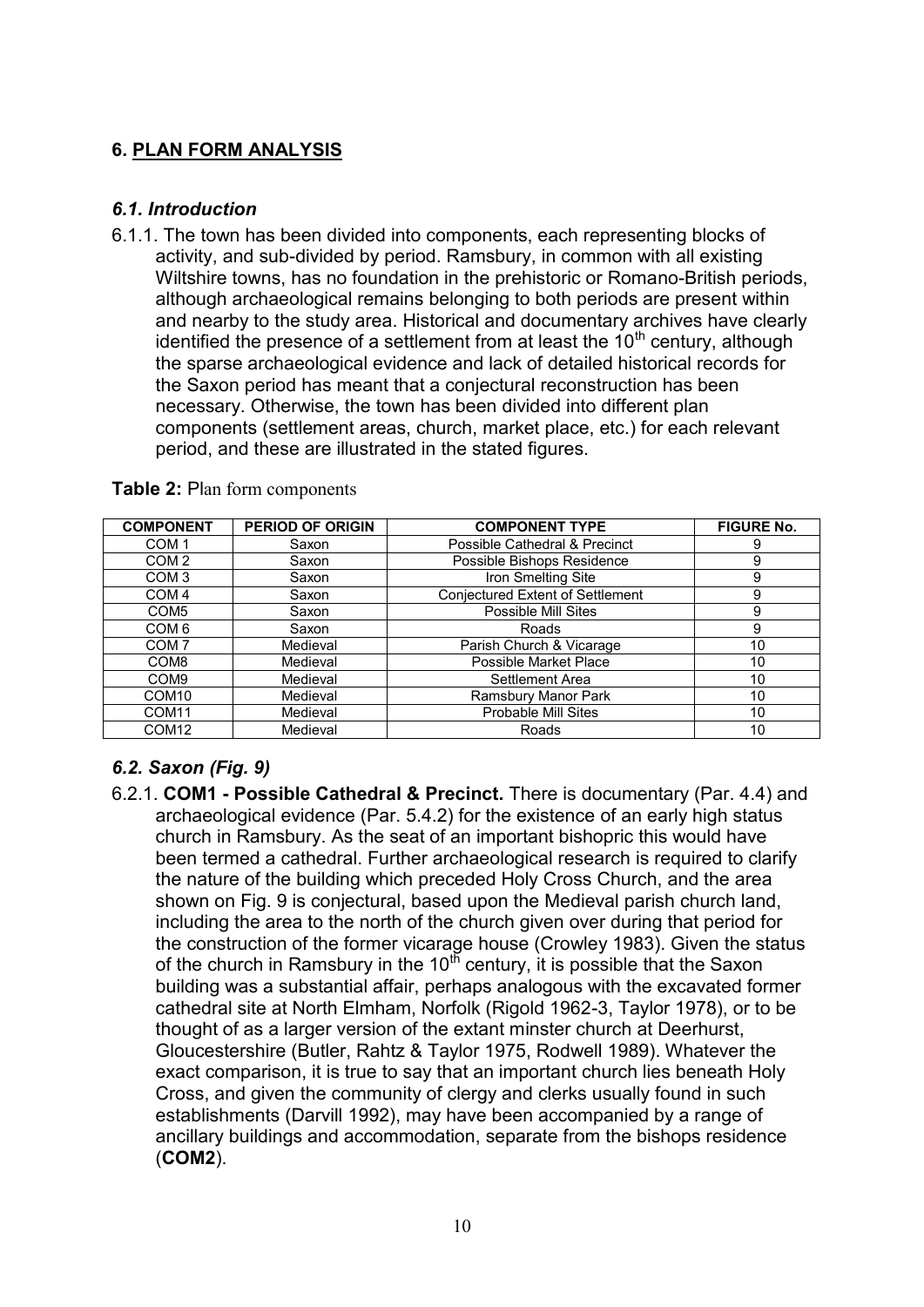## 6. PLAN FORM ANALYSIS

### *6.1. Introduction*

6.1.1. The town has been divided into components, each representing blocks of activity, and sub-divided by period. Ramsbury, in common with all existing Wiltshire towns, has no foundation in the prehistoric or Romano-British periods, although archaeological remains belonging to both periods are present within and nearby to the study area. Historical and documentary archives have clearly identified the presence of a settlement from at least the 10$^{th}$ century, although the sparse archaeological evidence and lack of detailed historical records for the Saxon period has meant that a conjectural reconstruction has been necessary. Otherwise, the town has been divided into different plan components (settlement areas, church, market place, etc.) for each relevant period, and these are illustrated in the stated figures.

**Table 2:** Plan form components

| COMPONENT | PERIOD OF ORIGIN | COMPONENT TYPE | FIGURE No. |
|---|---|---|---|
| COM 1 | Saxon | Possible Cathedral & Precinct | 9 |
| COM 2 | Saxon | Possible Bishops Residence | 9 |
| COM 3 | Saxon | Iron Smelting Site | 9 |
| COM 4 | Saxon | Conjectured Extent of Settlement | 9 |
| COM5 | Saxon | Possible Mill Sites | 9 |
| COM 6 | Saxon | Roads | 9 |
| COM 7 | Medieval | Parish Church & Vicarage | 10 |
| COM8 | Medieval | Possible Market Place | 10 |
| COM9 | Medieval | Settlement Area | 10 |
| COM10 | Medieval | Ramsbury Manor Park | 10 |
| COM11 | Medieval | Probable Mill Sites | 10 |
| COM12 | Medieval | Roads | 10 |

### *6.2. Saxon (Fig. 9)*

6.2.1. **COM1 - Possible Cathedral & Precinct.** There is documentary (Par. 4.4) and archaeological evidence (Par. 5.4.2) for the existence of an early high status church in Ramsbury. As the seat of an important bishopric this would have been termed a cathedral. Further archaeological research is required to clarify the nature of the building which preceded Holy Cross Church, and the area shown on Fig. 9 is conjectural, based upon the Medieval parish church land, including the area to the north of the church given over during that period for the construction of the former vicarage house (Crowley 1983). Given the status of the church in Ramsbury in the 10$^{th}$ century, it is possible that the Saxon building was a substantial affair, perhaps analogous with the excavated former cathedral site at North Elmham, Norfolk (Rigold 1962-3, Taylor 1978), or to be thought of as a larger version of the extant minster church at Deerhurst, Gloucestershire (Butler, Rahtz & Taylor 1975, Rodwell 1989). Whatever the exact comparison, it is true to say that an important church lies beneath Holy Cross, and given the community of clergy and clerks usually found in such establishments (Darvill 1992), may have been accompanied by a range of ancillary buildings and accommodation, separate from the bishops residence (**COM2**).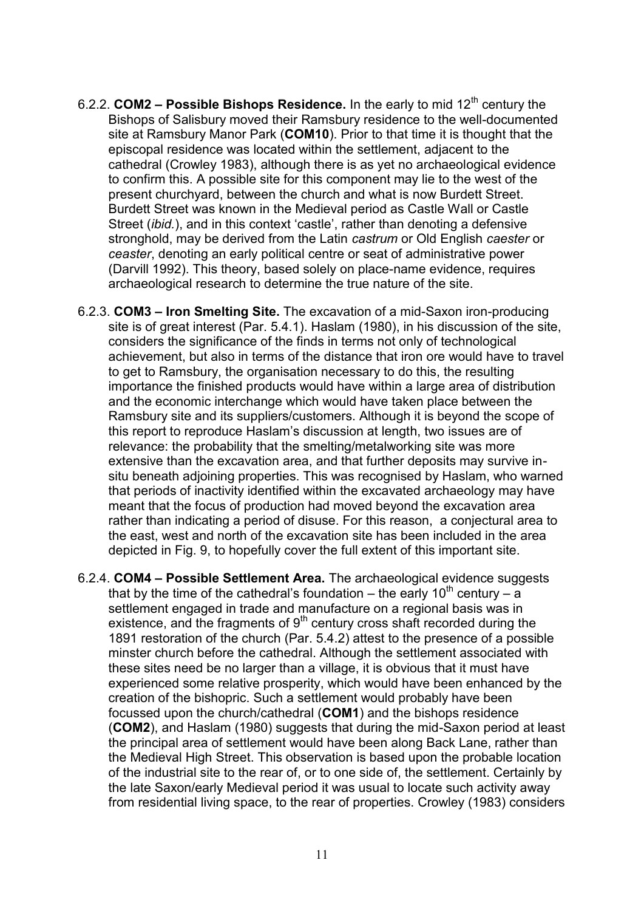6.2.2. **COM2 – Possible Bishops Residence.** In the early to mid 12th century the Bishops of Salisbury moved their Ramsbury residence to the well-documented site at Ramsbury Manor Park (**COM10**). Prior to that time it is thought that the episcopal residence was located within the settlement, adjacent to the cathedral (Crowley 1983), although there is as yet no archaeological evidence to confirm this. A possible site for this component may lie to the west of the present churchyard, between the church and what is now Burdett Street. Burdett Street was known in the Medieval period as Castle Wall or Castle Street (*ibid.*), and in this context 'castle', rather than denoting a defensive stronghold, may be derived from the Latin *castrum* or Old English *caester* or *ceaster*, denoting an early political centre or seat of administrative power (Darvill 1992). This theory, based solely on place-name evidence, requires archaeological research to determine the true nature of the site.

6.2.3. **COM3 – Iron Smelting Site.** The excavation of a mid-Saxon iron-producing site is of great interest (Par. 5.4.1). Haslam (1980), in his discussion of the site, considers the significance of the finds in terms not only of technological achievement, but also in terms of the distance that iron ore would have to travel to get to Ramsbury, the organisation necessary to do this, the resulting importance the finished products would have within a large area of distribution and the economic interchange which would have taken place between the Ramsbury site and its suppliers/customers. Although it is beyond the scope of this report to reproduce Haslam's discussion at length, two issues are of relevance: the probability that the smelting/metalworking site was more extensive than the excavation area, and that further deposits may survive in-situ beneath adjoining properties. This was recognised by Haslam, who warned that periods of inactivity identified within the excavated archaeology may have meant that the focus of production had moved beyond the excavation area rather than indicating a period of disuse. For this reason, a conjectural area to the east, west and north of the excavation site has been included in the area depicted in Fig. 9, to hopefully cover the full extent of this important site.

6.2.4. **COM4 – Possible Settlement Area.** The archaeological evidence suggests that by the time of the cathedral's foundation – the early 10th century – a settlement engaged in trade and manufacture on a regional basis was in existence, and the fragments of 9th century cross shaft recorded during the 1891 restoration of the church (Par. 5.4.2) attest to the presence of a possible minster church before the cathedral. Although the settlement associated with these sites need be no larger than a village, it is obvious that it must have experienced some relative prosperity, which would have been enhanced by the creation of the bishopric. Such a settlement would probably have been focussed upon the church/cathedral (**COM1**) and the bishops residence (**COM2**), and Haslam (1980) suggests that during the mid-Saxon period at least the principal area of settlement would have been along Back Lane, rather than the Medieval High Street. This observation is based upon the probable location of the industrial site to the rear of, or to one side of, the settlement. Certainly by the late Saxon/early Medieval period it was usual to locate such activity away from residential living space, to the rear of properties. Crowley (1983) considers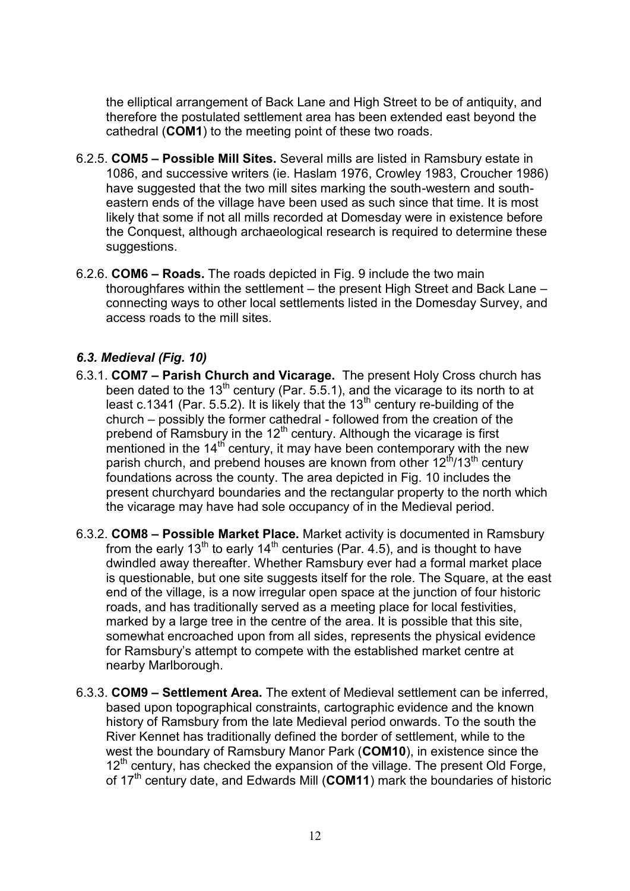the elliptical arrangement of Back Lane and High Street to be of antiquity, and therefore the postulated settlement area has been extended east beyond the cathedral (**COM1**) to the meeting point of these two roads.

6.2.5. **COM5 – Possible Mill Sites.** Several mills are listed in Ramsbury estate in 1086, and successive writers (ie. Haslam 1976, Crowley 1983, Croucher 1986) have suggested that the two mill sites marking the south-western and south-eastern ends of the village have been used as such since that time. It is most likely that some if not all mills recorded at Domesday were in existence before the Conquest, although archaeological research is required to determine these suggestions.

6.2.6. **COM6 – Roads.** The roads depicted in Fig. 9 include the two main thoroughfares within the settlement – the present High Street and Back Lane – connecting ways to other local settlements listed in the Domesday Survey, and access roads to the mill sites.

### *6.3. Medieval (Fig. 10)*

6.3.1. **COM7 – Parish Church and Vicarage.** The present Holy Cross church has been dated to the 13th century (Par. 5.5.1), and the vicarage to its north to at least c.1341 (Par. 5.5.2). It is likely that the 13th century re-building of the church – possibly the former cathedral - followed from the creation of the prebend of Ramsbury in the 12th century. Although the vicarage is first mentioned in the 14th century, it may have been contemporary with the new parish church, and prebend houses are known from other 12th/13th century foundations across the county. The area depicted in Fig. 10 includes the present churchyard boundaries and the rectangular property to the north which the vicarage may have had sole occupancy of in the Medieval period.

6.3.2. **COM8 – Possible Market Place.** Market activity is documented in Ramsbury from the early 13th to early 14th centuries (Par. 4.5), and is thought to have dwindled away thereafter. Whether Ramsbury ever had a formal market place is questionable, but one site suggests itself for the role. The Square, at the east end of the village, is a now irregular open space at the junction of four historic roads, and has traditionally served as a meeting place for local festivities, marked by a large tree in the centre of the area. It is possible that this site, somewhat encroached upon from all sides, represents the physical evidence for Ramsbury's attempt to compete with the established market centre at nearby Marlborough.

6.3.3. **COM9 – Settlement Area.** The extent of Medieval settlement can be inferred, based upon topographical constraints, cartographic evidence and the known history of Ramsbury from the late Medieval period onwards. To the south the River Kennet has traditionally defined the border of settlement, while to the west the boundary of Ramsbury Manor Park (**COM10**), in existence since the 12th century, has checked the expansion of the village. The present Old Forge, of 17th century date, and Edwards Mill (**COM11**) mark the boundaries of historic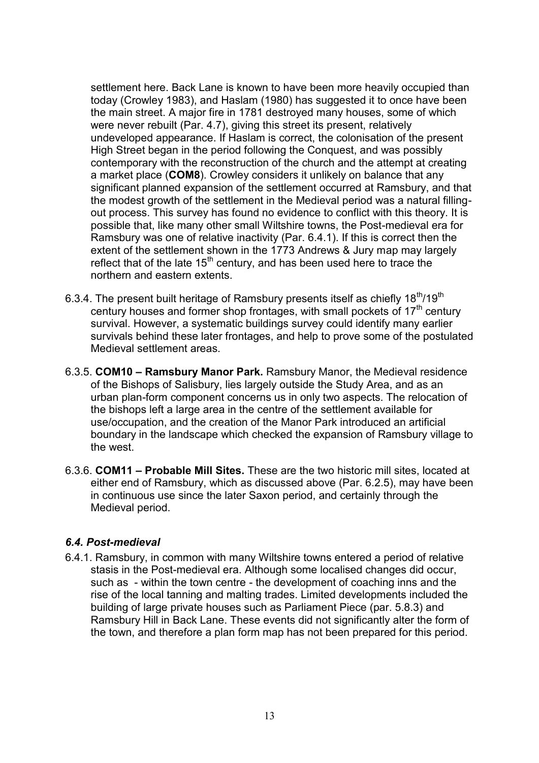settlement here. Back Lane is known to have been more heavily occupied than today (Crowley 1983), and Haslam (1980) has suggested it to once have been the main street. A major fire in 1781 destroyed many houses, some of which were never rebuilt (Par. 4.7), giving this street its present, relatively undeveloped appearance. If Haslam is correct, the colonisation of the present High Street began in the period following the Conquest, and was possibly contemporary with the reconstruction of the church and the attempt at creating a market place (**COM8**). Crowley considers it unlikely on balance that any significant planned expansion of the settlement occurred at Ramsbury, and that the modest growth of the settlement in the Medieval period was a natural filling-out process. This survey has found no evidence to conflict with this theory. It is possible that, like many other small Wiltshire towns, the Post-medieval era for Ramsbury was one of relative inactivity (Par. 6.4.1). If this is correct then the extent of the settlement shown in the 1773 Andrews & Jury map may largely reflect that of the late 15th century, and has been used here to trace the northern and eastern extents.

6.3.4. The present built heritage of Ramsbury presents itself as chiefly 18th/19th century houses and former shop frontages, with small pockets of 17th century survival. However, a systematic buildings survey could identify many earlier survivals behind these later frontages, and help to prove some of the postulated Medieval settlement areas.

6.3.5. **COM10 – Ramsbury Manor Park.** Ramsbury Manor, the Medieval residence of the Bishops of Salisbury, lies largely outside the Study Area, and as an urban plan-form component concerns us in only two aspects. The relocation of the bishops left a large area in the centre of the settlement available for use/occupation, and the creation of the Manor Park introduced an artificial boundary in the landscape which checked the expansion of Ramsbury village to the west.

6.3.6. **COM11 – Probable Mill Sites.** These are the two historic mill sites, located at either end of Ramsbury, which as discussed above (Par. 6.2.5), may have been in continuous use since the later Saxon period, and certainly through the Medieval period.

### *6.4. Post-medieval*

6.4.1. Ramsbury, in common with many Wiltshire towns entered a period of relative stasis in the Post-medieval era. Although some localised changes did occur, such as - within the town centre - the development of coaching inns and the rise of the local tanning and malting trades. Limited developments included the building of large private houses such as Parliament Piece (par. 5.8.3) and Ramsbury Hill in Back Lane. These events did not significantly alter the form of the town, and therefore a plan form map has not been prepared for this period.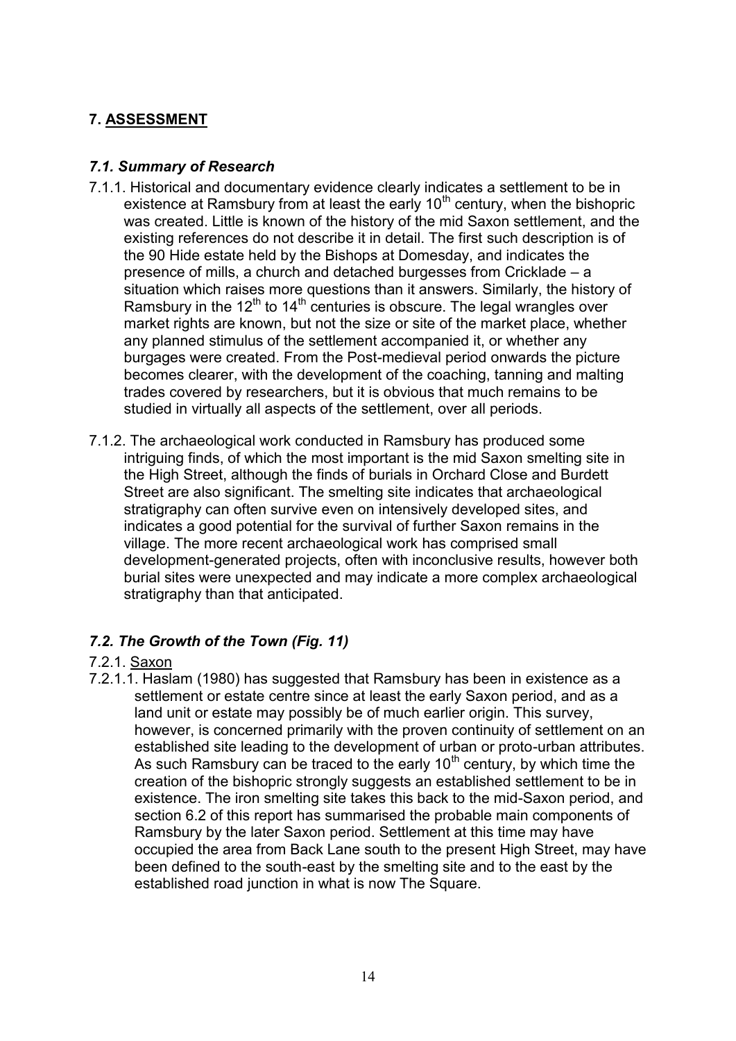## 7. ASSESSMENT

### *7.1. Summary of Research*

7.1.1. Historical and documentary evidence clearly indicates a settlement to be in existence at Ramsbury from at least the early 10th century, when the bishopric was created. Little is known of the history of the mid Saxon settlement, and the existing references do not describe it in detail. The first such description is of the 90 Hide estate held by the Bishops at Domesday, and indicates the presence of mills, a church and detached burgesses from Cricklade – a situation which raises more questions than it answers. Similarly, the history of Ramsbury in the 12th to 14th centuries is obscure. The legal wrangles over market rights are known, but not the size or site of the market place, whether any planned stimulus of the settlement accompanied it, or whether any burgages were created. From the Post-medieval period onwards the picture becomes clearer, with the development of the coaching, tanning and malting trades covered by researchers, but it is obvious that much remains to be studied in virtually all aspects of the settlement, over all periods.

7.1.2. The archaeological work conducted in Ramsbury has produced some intriguing finds, of which the most important is the mid Saxon smelting site in the High Street, although the finds of burials in Orchard Close and Burdett Street are also significant. The smelting site indicates that archaeological stratigraphy can often survive even on intensively developed sites, and indicates a good potential for the survival of further Saxon remains in the village. The more recent archaeological work has comprised small development-generated projects, often with inconclusive results, however both burial sites were unexpected and may indicate a more complex archaeological stratigraphy than that anticipated.

### *7.2. The Growth of the Town (Fig. 11)*

7.2.1. Saxon

7.2.1.1. Haslam (1980) has suggested that Ramsbury has been in existence as a settlement or estate centre since at least the early Saxon period, and as a land unit or estate may possibly be of much earlier origin. This survey, however, is concerned primarily with the proven continuity of settlement on an established site leading to the development of urban or proto-urban attributes. As such Ramsbury can be traced to the early 10th century, by which time the creation of the bishopric strongly suggests an established settlement to be in existence. The iron smelting site takes this back to the mid-Saxon period, and section 6.2 of this report has summarised the probable main components of Ramsbury by the later Saxon period. Settlement at this time may have occupied the area from Back Lane south to the present High Street, may have been defined to the south-east by the smelting site and to the east by the established road junction in what is now The Square.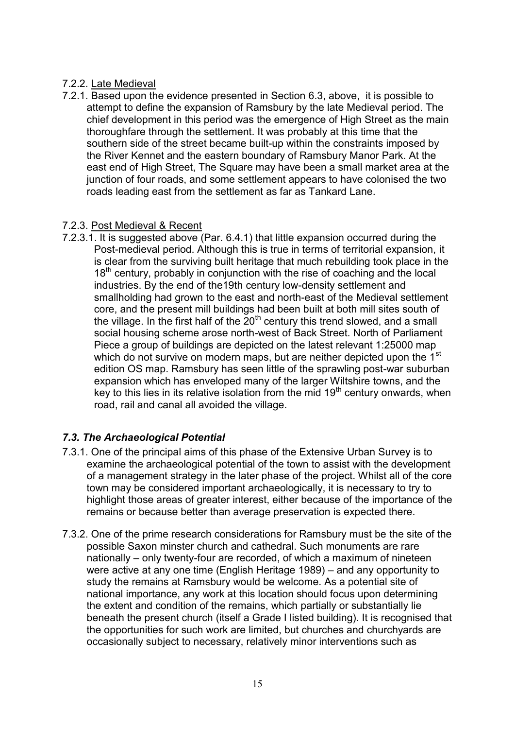7.2.2. Late Medieval

7.2.1. Based upon the evidence presented in Section 6.3, above, it is possible to attempt to define the expansion of Ramsbury by the late Medieval period. The chief development in this period was the emergence of High Street as the main thoroughfare through the settlement. It was probably at this time that the southern side of the street became built-up within the constraints imposed by the River Kennet and the eastern boundary of Ramsbury Manor Park. At the east end of High Street, The Square may have been a small market area at the junction of four roads, and some settlement appears to have colonised the two roads leading east from the settlement as far as Tankard Lane.

7.2.3. Post Medieval & Recent

7.2.3.1. It is suggested above (Par. 6.4.1) that little expansion occurred during the Post-medieval period. Although this is true in terms of territorial expansion, it is clear from the surviving built heritage that much rebuilding took place in the 18th century, probably in conjunction with the rise of coaching and the local industries. By the end of the19th century low-density settlement and smallholding had grown to the east and north-east of the Medieval settlement core, and the present mill buildings had been built at both mill sites south of the village. In the first half of the 20th century this trend slowed, and a small social housing scheme arose north-west of Back Street. North of Parliament Piece a group of buildings are depicted on the latest relevant 1:25000 map which do not survive on modern maps, but are neither depicted upon the 1st edition OS map. Ramsbury has seen little of the sprawling post-war suburban expansion which has enveloped many of the larger Wiltshire towns, and the key to this lies in its relative isolation from the mid 19th century onwards, when road, rail and canal all avoided the village.

### *7.3. The Archaeological Potential*

7.3.1. One of the principal aims of this phase of the Extensive Urban Survey is to examine the archaeological potential of the town to assist with the development of a management strategy in the later phase of the project. Whilst all of the core town may be considered important archaeologically, it is necessary to try to highlight those areas of greater interest, either because of the importance of the remains or because better than average preservation is expected there.

7.3.2. One of the prime research considerations for Ramsbury must be the site of the possible Saxon minster church and cathedral. Such monuments are rare nationally – only twenty-four are recorded, of which a maximum of nineteen were active at any one time (English Heritage 1989) – and any opportunity to study the remains at Ramsbury would be welcome. As a potential site of national importance, any work at this location should focus upon determining the extent and condition of the remains, which partially or substantially lie beneath the present church (itself a Grade I listed building). It is recognised that the opportunities for such work are limited, but churches and churchyards are occasionally subject to necessary, relatively minor interventions such as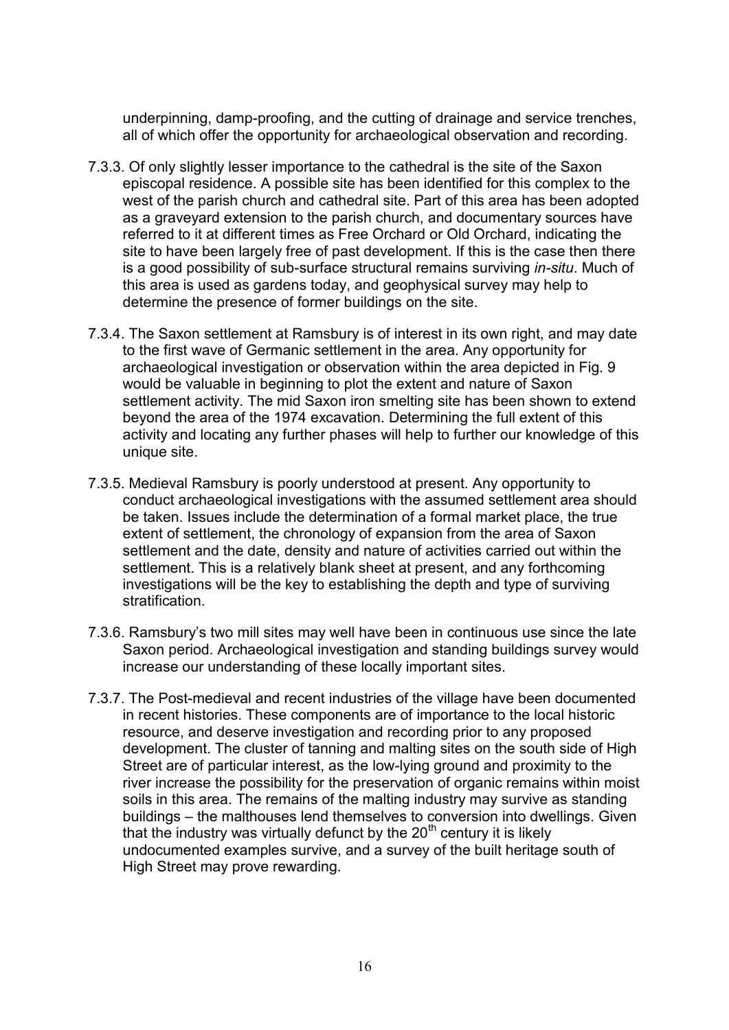underpinning, damp-proofing, and the cutting of drainage and service trenches, all of which offer the opportunity for archaeological observation and recording.

7.3.3. Of only slightly lesser importance to the cathedral is the site of the Saxon episcopal residence. A possible site has been identified for this complex to the west of the parish church and cathedral site. Part of this area has been adopted as a graveyard extension to the parish church, and documentary sources have referred to it at different times as Free Orchard or Old Orchard, indicating the site to have been largely free of past development. If this is the case then there is a good possibility of sub-surface structural remains surviving *in-situ*. Much of this area is used as gardens today, and geophysical survey may help to determine the presence of former buildings on the site.

7.3.4. The Saxon settlement at Ramsbury is of interest in its own right, and may date to the first wave of Germanic settlement in the area. Any opportunity for archaeological investigation or observation within the area depicted in Fig. 9 would be valuable in beginning to plot the extent and nature of Saxon settlement activity. The mid Saxon iron smelting site has been shown to extend beyond the area of the 1974 excavation. Determining the full extent of this activity and locating any further phases will help to further our knowledge of this unique site.

7.3.5. Medieval Ramsbury is poorly understood at present. Any opportunity to conduct archaeological investigations with the assumed settlement area should be taken. Issues include the determination of a formal market place, the true extent of settlement, the chronology of expansion from the area of Saxon settlement and the date, density and nature of activities carried out within the settlement. This is a relatively blank sheet at present, and any forthcoming investigations will be the key to establishing the depth and type of surviving stratification.

7.3.6. Ramsbury's two mill sites may well have been in continuous use since the late Saxon period. Archaeological investigation and standing buildings survey would increase our understanding of these locally important sites.

7.3.7. The Post-medieval and recent industries of the village have been documented in recent histories. These components are of importance to the local historic resource, and deserve investigation and recording prior to any proposed development. The cluster of tanning and malting sites on the south side of High Street are of particular interest, as the low-lying ground and proximity to the river increase the possibility for the preservation of organic remains within moist soils in this area. The remains of the malting industry may survive as standing buildings – the malthouses lend themselves to conversion into dwellings. Given that the industry was virtually defunct by the 20th century it is likely undocumented examples survive, and a survey of the built heritage south of High Street may prove rewarding.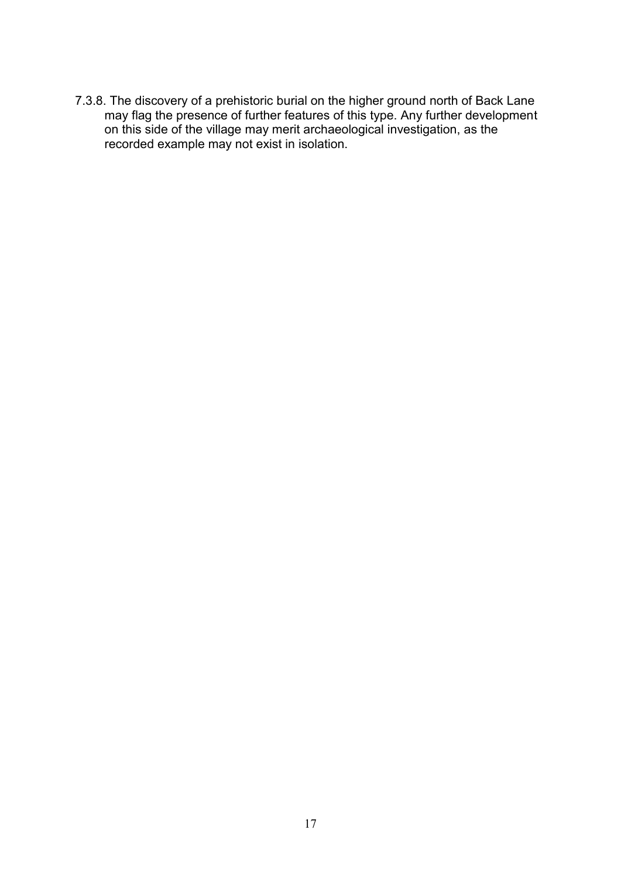7.3.8. The discovery of a prehistoric burial on the higher ground north of Back Lane may flag the presence of further features of this type. Any further development on this side of the village may merit archaeological investigation, as the recorded example may not exist in isolation.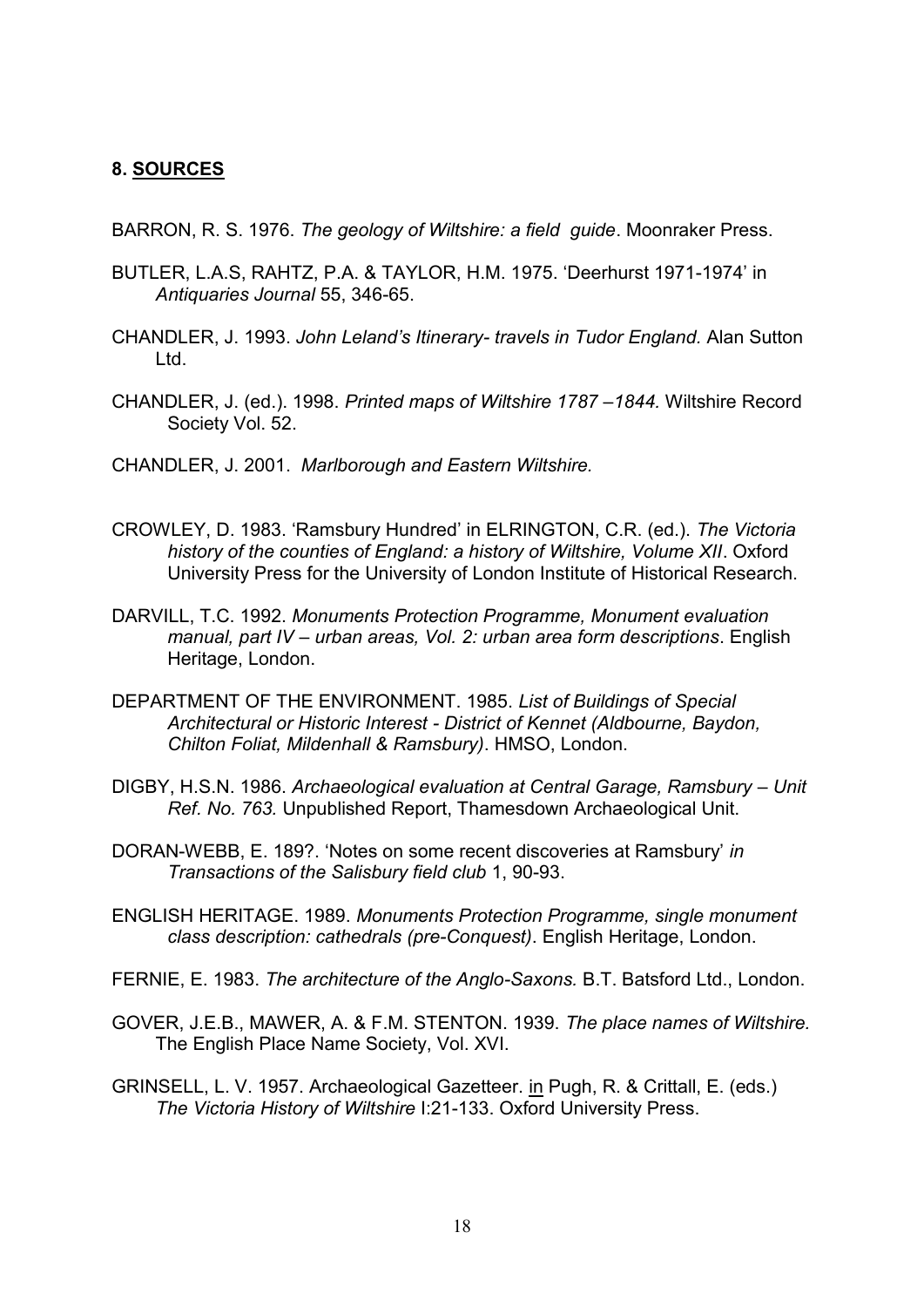## 8. SOURCES

BARRON, R. S. 1976. *The geology of Wiltshire: a field guide*. Moonraker Press.

BUTLER, L.A.S, RAHTZ, P.A. & TAYLOR, H.M. 1975. 'Deerhurst 1971-1974' in *Antiquaries Journal* 55, 346-65.

CHANDLER, J. 1993. *John Leland's Itinerary- travels in Tudor England*. Alan Sutton Ltd.

CHANDLER, J. (ed.). 1998. *Printed maps of Wiltshire 1787 –1844.* Wiltshire Record Society Vol. 52.

CHANDLER, J. 2001. *Marlborough and Eastern Wiltshire.*

CROWLEY, D. 1983. 'Ramsbury Hundred' in ELRINGTON, C.R. (ed.). *The Victoria history of the counties of England: a history of Wiltshire, Volume XII*. Oxford University Press for the University of London Institute of Historical Research.

DARVILL, T.C. 1992. *Monuments Protection Programme, Monument evaluation manual, part IV – urban areas, Vol. 2: urban area form descriptions*. English Heritage, London.

DEPARTMENT OF THE ENVIRONMENT. 1985. *List of Buildings of Special Architectural or Historic Interest - District of Kennet (Aldbourne, Baydon, Chilton Foliat, Mildenhall & Ramsbury)*. HMSO, London.

DIGBY, H.S.N. 1986. *Archaeological evaluation at Central Garage, Ramsbury – Unit Ref. No. 763.* Unpublished Report, Thamesdown Archaeological Unit.

DORAN-WEBB, E. 189?. 'Notes on some recent discoveries at Ramsbury' *in Transactions of the Salisbury field club* 1, 90-93.

ENGLISH HERITAGE. 1989. *Monuments Protection Programme, single monument class description: cathedrals (pre-Conquest)*. English Heritage, London.

FERNIE, E. 1983. *The architecture of the Anglo-Saxons.* B.T. Batsford Ltd., London.

GOVER, J.E.B., MAWER, A. & F.M. STENTON. 1939. *The place names of Wiltshire.* The English Place Name Society, Vol. XVI.

GRINSELL, L. V. 1957. Archaeological Gazetteer. in Pugh, R. & Crittall, E. (eds.) *The Victoria History of Wiltshire* I:21-133. Oxford University Press.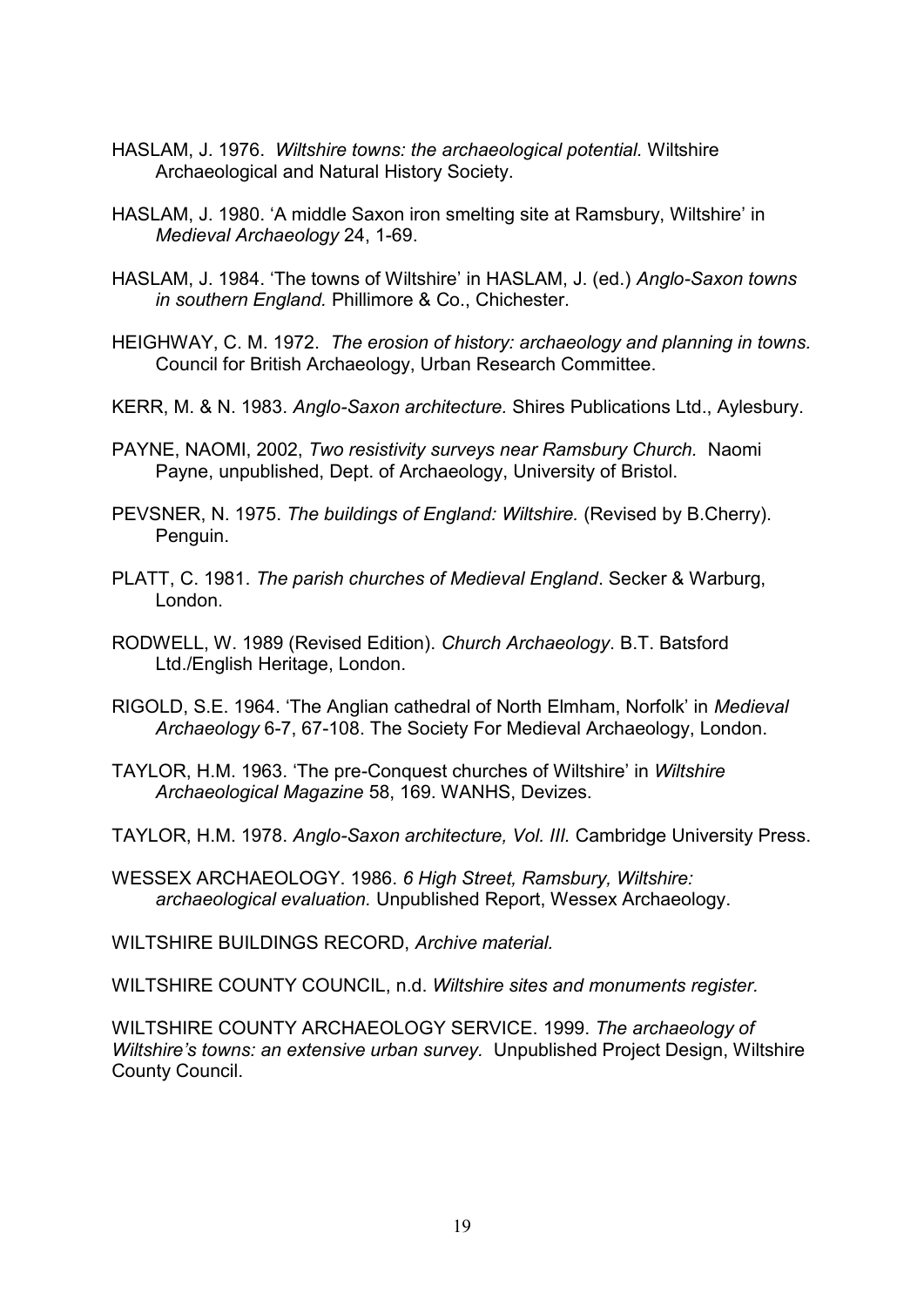HASLAM, J. 1976. *Wiltshire towns: the archaeological potential.* Wiltshire Archaeological and Natural History Society.

HASLAM, J. 1980. 'A middle Saxon iron smelting site at Ramsbury, Wiltshire' in *Medieval Archaeology* 24, 1-69.

HASLAM, J. 1984. 'The towns of Wiltshire' in HASLAM, J. (ed.) *Anglo-Saxon towns in southern England.* Phillimore & Co., Chichester.

HEIGHWAY, C. M. 1972. *The erosion of history: archaeology and planning in towns.* Council for British Archaeology, Urban Research Committee.

KERR, M. & N. 1983. *Anglo-Saxon architecture.* Shires Publications Ltd., Aylesbury.

PAYNE, NAOMI, 2002, *Two resistivity surveys near Ramsbury Church.* Naomi Payne, unpublished, Dept. of Archaeology, University of Bristol.

PEVSNER, N. 1975. *The buildings of England: Wiltshire.* (Revised by B.Cherry). Penguin.

PLATT, C. 1981. *The parish churches of Medieval England*. Secker & Warburg, London.

RODWELL, W. 1989 (Revised Edition). *Church Archaeology*. B.T. Batsford Ltd./English Heritage, London.

RIGOLD, S.E. 1964. 'The Anglian cathedral of North Elmham, Norfolk' in *Medieval Archaeology* 6-7, 67-108. The Society For Medieval Archaeology, London.

TAYLOR, H.M. 1963. 'The pre-Conquest churches of Wiltshire' in *Wiltshire Archaeological Magazine* 58, 169. WANHS, Devizes.

TAYLOR, H.M. 1978. *Anglo-Saxon architecture, Vol. III.* Cambridge University Press.

WESSEX ARCHAEOLOGY. 1986. *6 High Street, Ramsbury, Wiltshire: archaeological evaluation.* Unpublished Report, Wessex Archaeology.

WILTSHIRE BUILDINGS RECORD, *Archive material.*

WILTSHIRE COUNTY COUNCIL, n.d. *Wiltshire sites and monuments register.*

WILTSHIRE COUNTY ARCHAEOLOGY SERVICE. 1999. *The archaeology of Wiltshire's towns: an extensive urban survey.* Unpublished Project Design, Wiltshire County Council.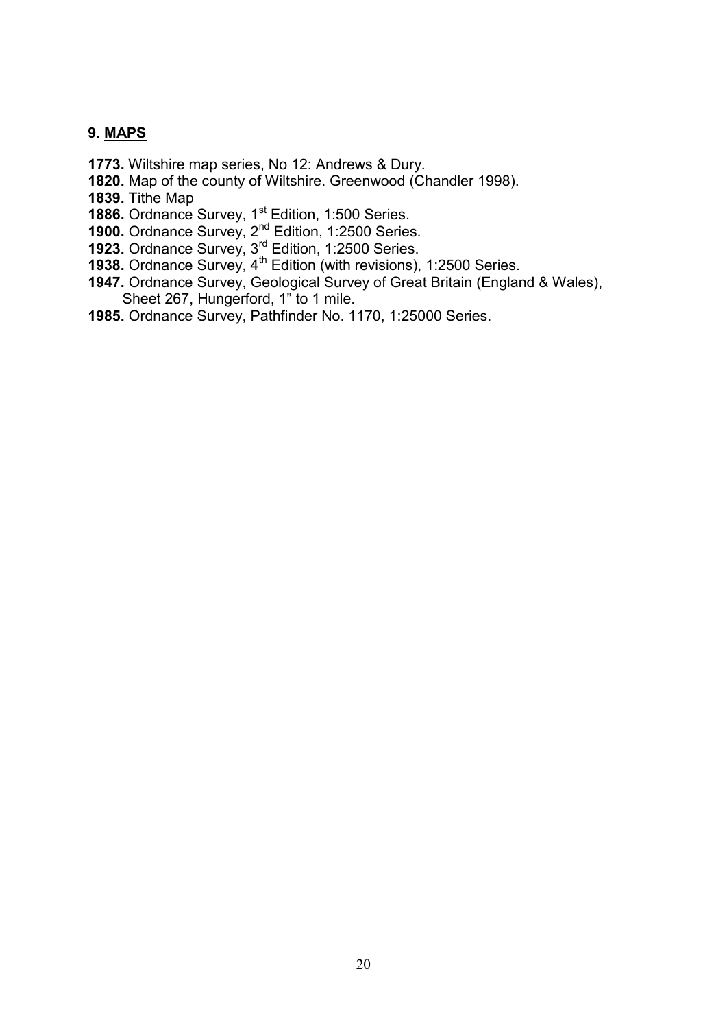## 9. MAPS

**1773.** Wiltshire map series, No 12: Andrews & Dury.
**1820.** Map of the county of Wiltshire. Greenwood (Chandler 1998).
**1839.** Tithe Map
**1886.** Ordnance Survey, 1st Edition, 1:500 Series.
**1900.** Ordnance Survey, 2nd Edition, 1:2500 Series.
**1923.** Ordnance Survey, 3rd Edition, 1:2500 Series.
**1938.** Ordnance Survey, 4th Edition (with revisions), 1:2500 Series.
**1947.** Ordnance Survey, Geological Survey of Great Britain (England & Wales), Sheet 267, Hungerford, 1" to 1 mile.
**1985.** Ordnance Survey, Pathfinder No. 1170, 1:25000 Series.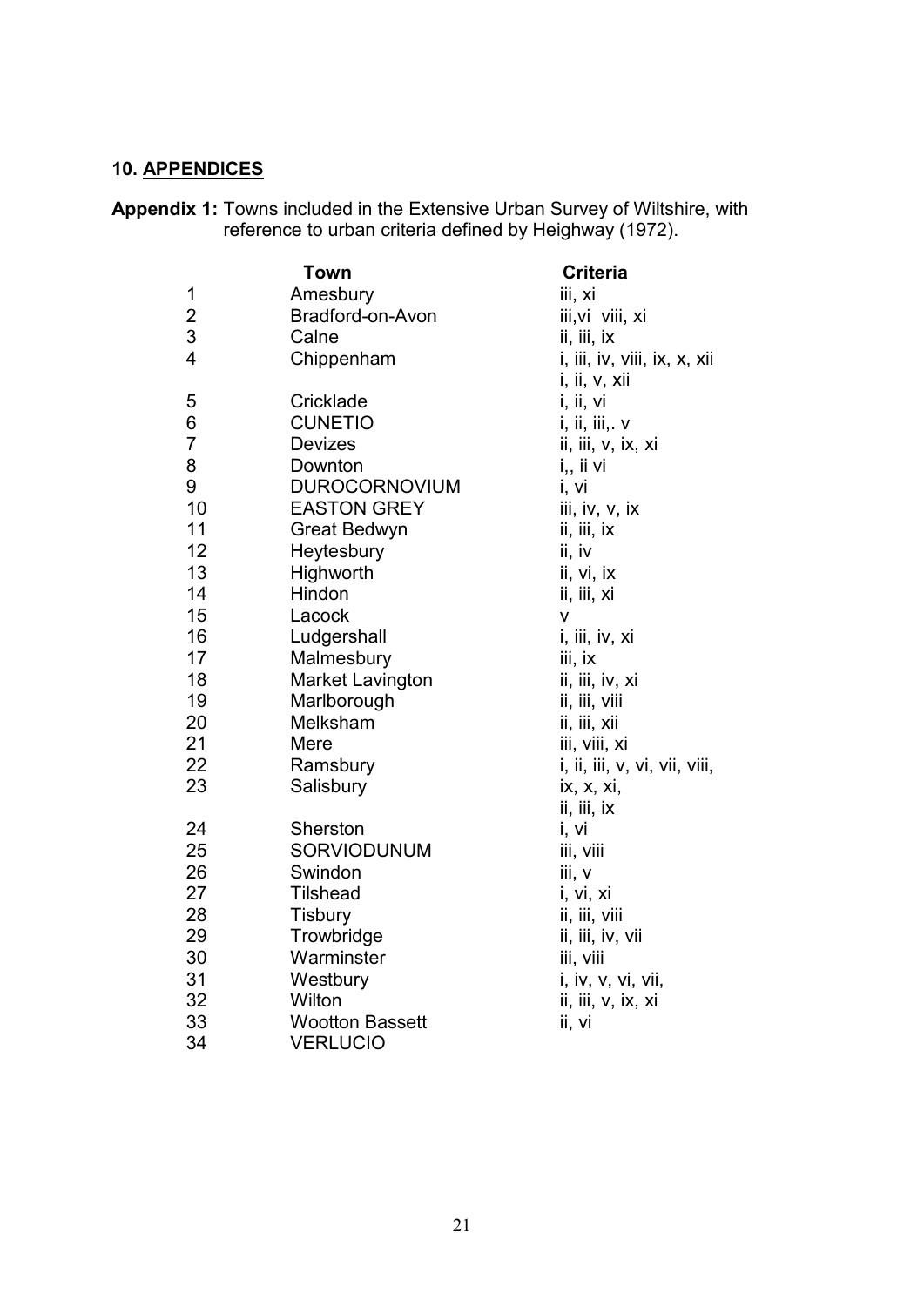## 10. APPENDICES

**Appendix 1:** Towns included in the Extensive Urban Survey of Wiltshire, with reference to urban criteria defined by Heighway (1972).

| | Town | Criteria |
|---|---|---|
| 1 | Amesbury | iii, xi |
| 2 | Bradford-on-Avon | iii,vi viii, xi |
| 3 | Calne | ii, iii, ix |
| 4 | Chippenham | i, iii, iv, viii, ix, x, xii |
| | | i, ii, v, xii |
| 5 | Cricklade | i, ii, vi |
| 6 | CUNETIO | i, ii, iii,. v |
| 7 | Devizes | ii, iii, v, ix, xi |
| 8 | Downton | i,, ii vi |
| 9 | DUROCORNOVIUM | i, vi |
| 10 | EASTON GREY | iii, iv, v, ix |
| 11 | Great Bedwyn | ii, iii, ix |
| 12 | Heytesbury | ii, iv |
| 13 | Highworth | ii, vi, ix |
| 14 | Hindon | ii, iii, xi |
| 15 | Lacock | v |
| 16 | Ludgershall | i, iii, iv, xi |
| 17 | Malmesbury | iii, ix |
| 18 | Market Lavington | ii, iii, iv, xi |
| 19 | Marlborough | ii, iii, viii |
| 20 | Melksham | ii, iii, xii |
| 21 | Mere | iii, viii, xi |
| 22 | Ramsbury | i, ii, iii, v, vi, vii, viii, |
| 23 | Salisbury | ix, x, xi, |
| | | ii, iii, ix |
| 24 | Sherston | i, vi |
| 25 | SORVIODUNUM | iii, viii |
| 26 | Swindon | iii, v |
| 27 | Tilshead | i, vi, xi |
| 28 | Tisbury | ii, iii, viii |
| 29 | Trowbridge | ii, iii, iv, vii |
| 30 | Warminster | iii, viii |
| 31 | Westbury | i, iv, v, vi, vii, |
| 32 | Wilton | ii, iii, v, ix, xi |
| 33 | Wootton Bassett | ii, vi |
| 34 | VERLUCIO | |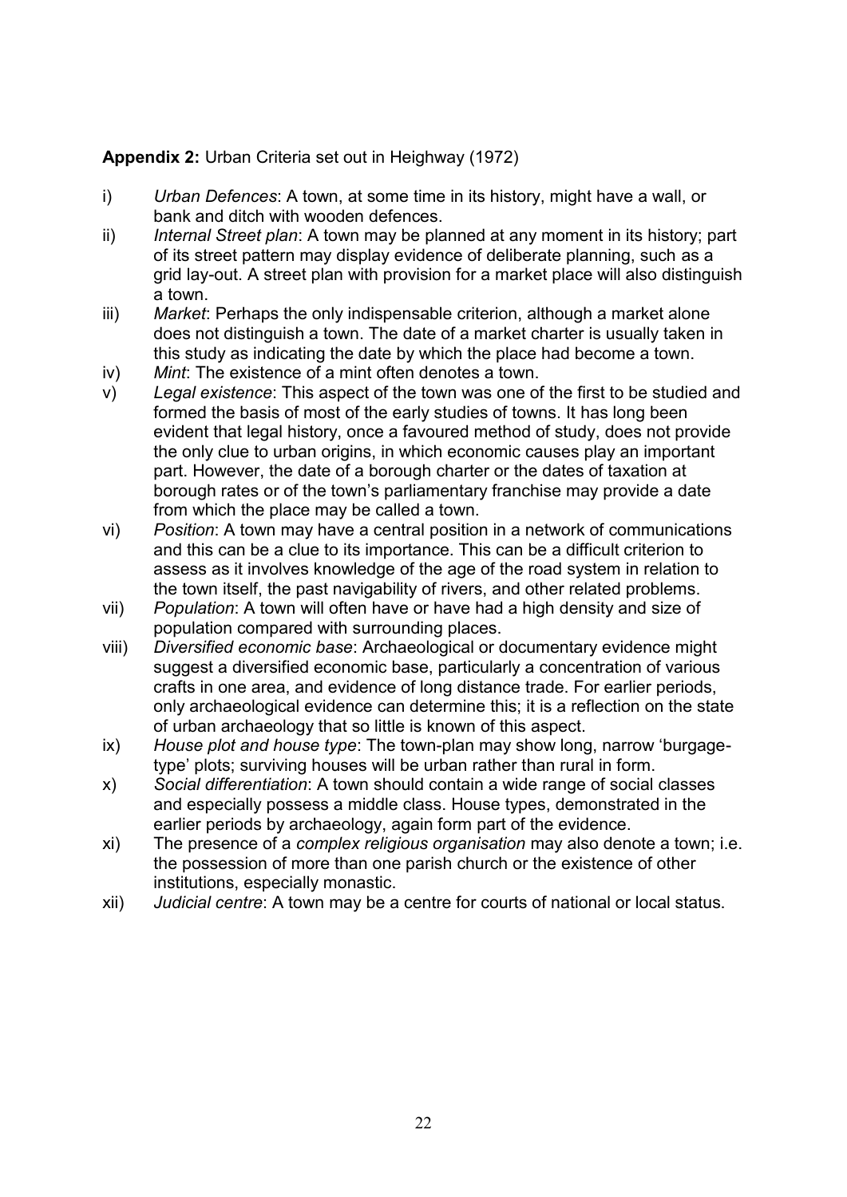**Appendix 2:** Urban Criteria set out in Heighway (1972)

i) *Urban Defences*: A town, at some time in its history, might have a wall, or bank and ditch with wooden defences.

ii) *Internal Street plan*: A town may be planned at any moment in its history; part of its street pattern may display evidence of deliberate planning, such as a grid lay-out. A street plan with provision for a market place will also distinguish a town.

iii) *Market*: Perhaps the only indispensable criterion, although a market alone does not distinguish a town. The date of a market charter is usually taken in this study as indicating the date by which the place had become a town.

iv) *Mint*: The existence of a mint often denotes a town.

v) *Legal existence*: This aspect of the town was one of the first to be studied and formed the basis of most of the early studies of towns. It has long been evident that legal history, once a favoured method of study, does not provide the only clue to urban origins, in which economic causes play an important part. However, the date of a borough charter or the dates of taxation at borough rates or of the town's parliamentary franchise may provide a date from which the place may be called a town.

vi) *Position*: A town may have a central position in a network of communications and this can be a clue to its importance. This can be a difficult criterion to assess as it involves knowledge of the age of the road system in relation to the town itself, the past navigability of rivers, and other related problems.

vii) *Population*: A town will often have or have had a high density and size of population compared with surrounding places.

viii) *Diversified economic base*: Archaeological or documentary evidence might suggest a diversified economic base, particularly a concentration of various crafts in one area, and evidence of long distance trade. For earlier periods, only archaeological evidence can determine this; it is a reflection on the state of urban archaeology that so little is known of this aspect.

ix) *House plot and house type*: The town-plan may show long, narrow 'burgage-type' plots; surviving houses will be urban rather than rural in form.

x) *Social differentiation*: A town should contain a wide range of social classes and especially possess a middle class. House types, demonstrated in the earlier periods by archaeology, again form part of the evidence.

xi) The presence of a *complex religious organisation* may also denote a town; i.e. the possession of more than one parish church or the existence of other institutions, especially monastic.

xii) *Judicial centre*: A town may be a centre for courts of national or local status.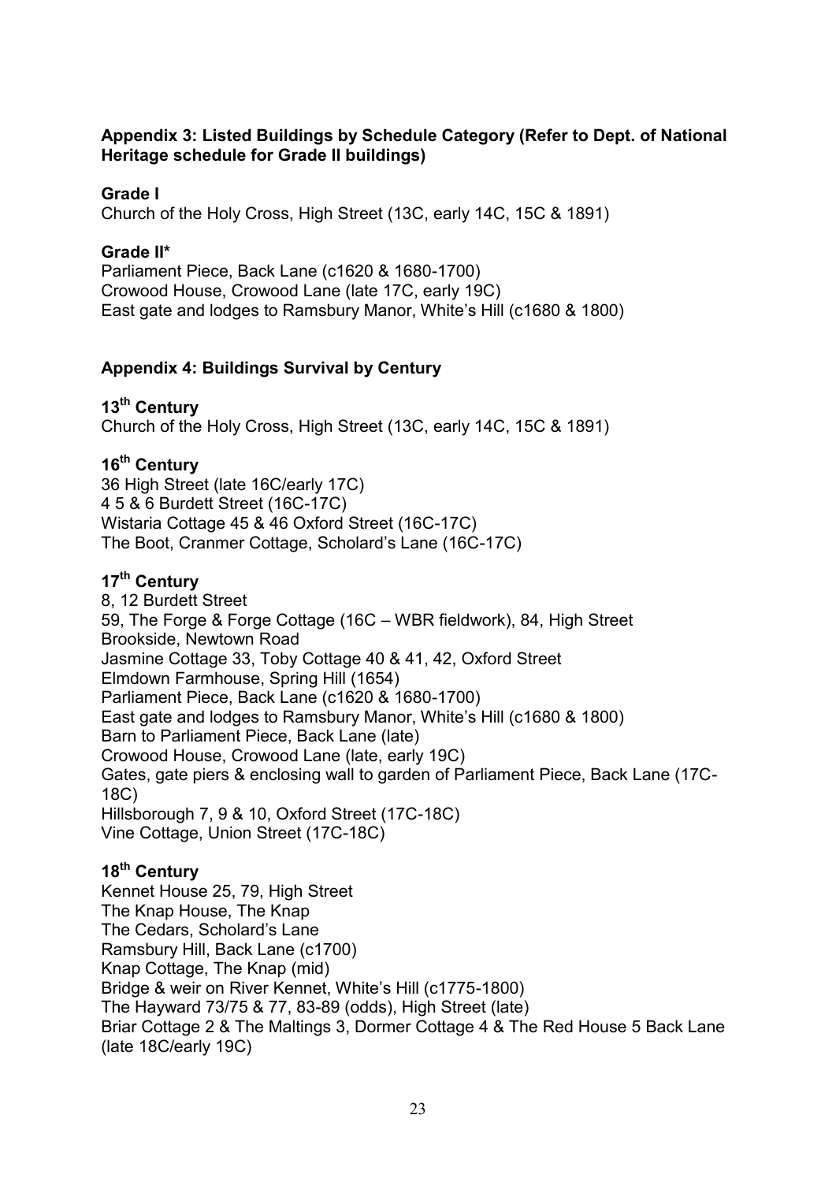## Appendix 3: Listed Buildings by Schedule Category (Refer to Dept. of National Heritage schedule for Grade II buildings)

**Grade I**

Church of the Holy Cross, High Street (13C, early 14C, 15C & 1891)

**Grade II***

Parliament Piece, Back Lane (c1620 & 1680-1700)
Crowood House, Crowood Lane (late 17C, early 19C)
East gate and lodges to Ramsbury Manor, White's Hill (c1680 & 1800)

## Appendix 4: Buildings Survival by Century

**13th Century**

Church of the Holy Cross, High Street (13C, early 14C, 15C & 1891)

**16th Century**

36 High Street (late 16C/early 17C)
4 5 & 6 Burdett Street (16C-17C)
Wistaria Cottage 45 & 46 Oxford Street (16C-17C)
The Boot, Cranmer Cottage, Scholard's Lane (16C-17C)

**17th Century**

8, 12 Burdett Street
59, The Forge & Forge Cottage (16C – WBR fieldwork), 84, High Street
Brookside, Newtown Road
Jasmine Cottage 33, Toby Cottage 40 & 41, 42, Oxford Street
Elmdown Farmhouse, Spring Hill (1654)
Parliament Piece, Back Lane (c1620 & 1680-1700)
East gate and lodges to Ramsbury Manor, White's Hill (c1680 & 1800)
Barn to Parliament Piece, Back Lane (late)
Crowood House, Crowood Lane (late, early 19C)
Gates, gate piers & enclosing wall to garden of Parliament Piece, Back Lane (17C-18C)
Hillsborough 7, 9 & 10, Oxford Street (17C-18C)
Vine Cottage, Union Street (17C-18C)

**18th Century**

Kennet House 25, 79, High Street
The Knap House, The Knap
The Cedars, Scholard's Lane
Ramsbury Hill, Back Lane (c1700)
Knap Cottage, The Knap (mid)
Bridge & weir on River Kennet, White's Hill (c1775-1800)
The Hayward 73/75 & 77, 83-89 (odds), High Street (late)
Briar Cottage 2 & The Maltings 3, Dormer Cottage 4 & The Red House 5 Back Lane (late 18C/early 19C)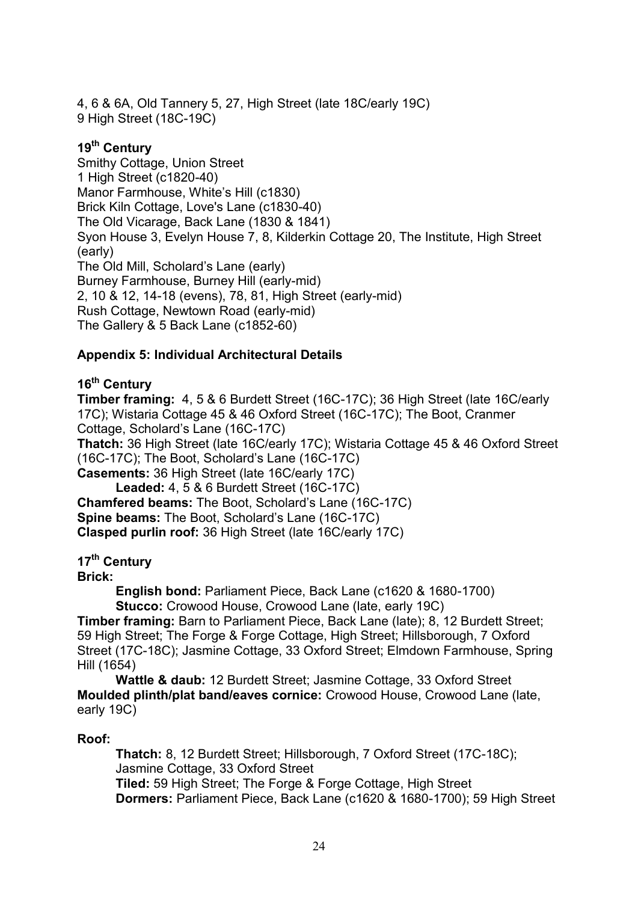4, 6 & 6A, Old Tannery 5, 27, High Street (late 18C/early 19C)
9 High Street (18C-19C)

### 19th Century

Smithy Cottage, Union Street
1 High Street (c1820-40)
Manor Farmhouse, White's Hill (c1830)
Brick Kiln Cottage, Love's Lane (c1830-40)
The Old Vicarage, Back Lane (1830 & 1841)
Syon House 3, Evelyn House 7, 8, Kilderkin Cottage 20, The Institute, High Street (early)
The Old Mill, Scholard's Lane (early)
Burney Farmhouse, Burney Hill (early-mid)
2, 10 & 12, 14-18 (evens), 78, 81, High Street (early-mid)
Rush Cottage, Newtown Road (early-mid)
The Gallery & 5 Back Lane (c1852-60)

## Appendix 5: Individual Architectural Details

### 16th Century

**Timber framing:** 4, 5 & 6 Burdett Street (16C-17C); 36 High Street (late 16C/early 17C); Wistaria Cottage 45 & 46 Oxford Street (16C-17C); The Boot, Cranmer Cottage, Scholard's Lane (16C-17C)
**Thatch:** 36 High Street (late 16C/early 17C); Wistaria Cottage 45 & 46 Oxford Street (16C-17C); The Boot, Scholard's Lane (16C-17C)
**Casements:** 36 High Street (late 16C/early 17C)
    **Leaded:** 4, 5 & 6 Burdett Street (16C-17C)
**Chamfered beams:** The Boot, Scholard's Lane (16C-17C)
**Spine beams:** The Boot, Scholard's Lane (16C-17C)
**Clasped purlin roof:** 36 High Street (late 16C/early 17C)

### 17th Century

**Brick:**
    **English bond:** Parliament Piece, Back Lane (c1620 & 1680-1700)
    **Stucco:** Crowood House, Crowood Lane (late, early 19C)
**Timber framing:** Barn to Parliament Piece, Back Lane (late); 8, 12 Burdett Street; 59 High Street; The Forge & Forge Cottage, High Street; Hillsborough, 7 Oxford Street (17C-18C); Jasmine Cottage, 33 Oxford Street; Elmdown Farmhouse, Spring Hill (1654)
    **Wattle & daub:** 12 Burdett Street; Jasmine Cottage, 33 Oxford Street
**Moulded plinth/plat band/eaves cornice:** Crowood House, Crowood Lane (late, early 19C)

**Roof:**
    **Thatch:** 8, 12 Burdett Street; Hillsborough, 7 Oxford Street (17C-18C); Jasmine Cottage, 33 Oxford Street
    **Tiled:** 59 High Street; The Forge & Forge Cottage, High Street
    **Dormers:** Parliament Piece, Back Lane (c1620 & 1680-1700); 59 High Street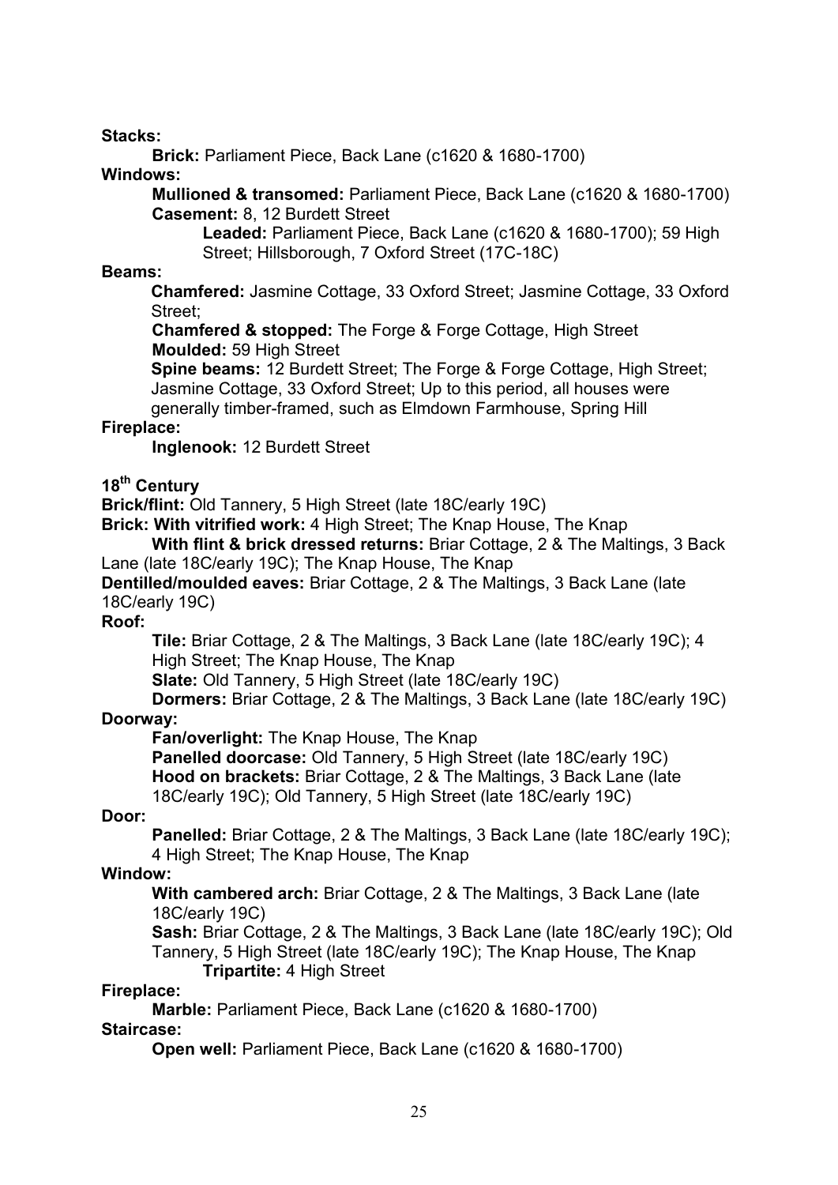**Stacks:**

**Brick:** Parliament Piece, Back Lane (c1620 & 1680-1700)

**Windows:**

**Mullioned & transomed:** Parliament Piece, Back Lane (c1620 & 1680-1700)

**Casement:** 8, 12 Burdett Street

**Leaded:** Parliament Piece, Back Lane (c1620 & 1680-1700); 59 High Street; Hillsborough, 7 Oxford Street (17C-18C)

**Beams:**

**Chamfered:** Jasmine Cottage, 33 Oxford Street; Jasmine Cottage, 33 Oxford Street;

**Chamfered & stopped:** The Forge & Forge Cottage, High Street

**Moulded:** 59 High Street

**Spine beams:** 12 Burdett Street; The Forge & Forge Cottage, High Street; Jasmine Cottage, 33 Oxford Street; Up to this period, all houses were generally timber-framed, such as Elmdown Farmhouse, Spring Hill

**Fireplace:**

**Inglenook:** 12 Burdett Street

**18th Century**

**Brick/flint:** Old Tannery, 5 High Street (late 18C/early 19C)

**Brick: With vitrified work:** 4 High Street; The Knap House, The Knap

**With flint & brick dressed returns:** Briar Cottage, 2 & The Maltings, 3 Back Lane (late 18C/early 19C); The Knap House, The Knap

**Dentilled/moulded eaves:** Briar Cottage, 2 & The Maltings, 3 Back Lane (late 18C/early 19C)

**Roof:**

**Tile:** Briar Cottage, 2 & The Maltings, 3 Back Lane (late 18C/early 19C); 4 High Street; The Knap House, The Knap

**Slate:** Old Tannery, 5 High Street (late 18C/early 19C)

**Dormers:** Briar Cottage, 2 & The Maltings, 3 Back Lane (late 18C/early 19C)

**Doorway:**

**Fan/overlight:** The Knap House, The Knap

**Panelled doorcase:** Old Tannery, 5 High Street (late 18C/early 19C)

**Hood on brackets:** Briar Cottage, 2 & The Maltings, 3 Back Lane (late 18C/early 19C); Old Tannery, 5 High Street (late 18C/early 19C)

**Door:**

**Panelled:** Briar Cottage, 2 & The Maltings, 3 Back Lane (late 18C/early 19C); 4 High Street; The Knap House, The Knap

**Window:**

**With cambered arch:** Briar Cottage, 2 & The Maltings, 3 Back Lane (late 18C/early 19C)

**Sash:** Briar Cottage, 2 & The Maltings, 3 Back Lane (late 18C/early 19C); Old Tannery, 5 High Street (late 18C/early 19C); The Knap House, The Knap

**Tripartite:** 4 High Street

**Fireplace:**

**Marble:** Parliament Piece, Back Lane (c1620 & 1680-1700)

**Staircase:**

**Open well:** Parliament Piece, Back Lane (c1620 & 1680-1700)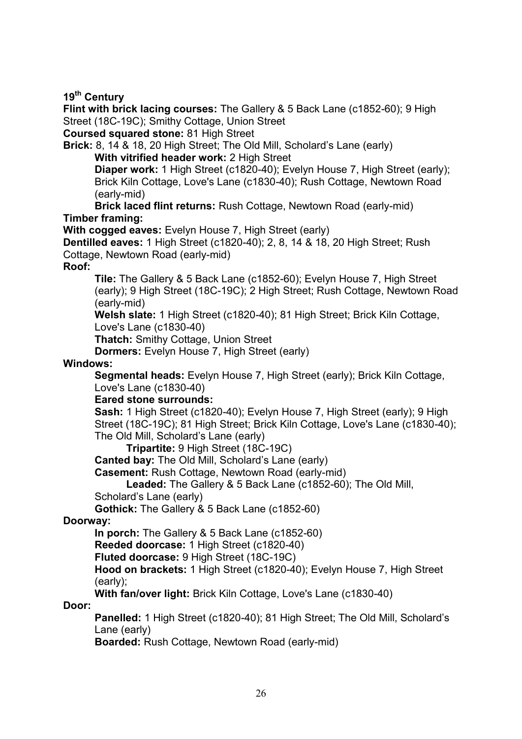**19th Century**

**Flint with brick lacing courses:** The Gallery & 5 Back Lane (c1852-60); 9 High Street (18C-19C); Smithy Cottage, Union Street

**Coursed squared stone:** 81 High Street

**Brick:** 8, 14 & 18, 20 High Street; The Old Mill, Scholard's Lane (early)

- **With vitrified header work:** 2 High Street
- **Diaper work:** 1 High Street (c1820-40); Evelyn House 7, High Street (early); Brick Kiln Cottage, Love's Lane (c1830-40); Rush Cottage, Newtown Road (early-mid)
- **Brick laced flint returns:** Rush Cottage, Newtown Road (early-mid)

**Timber framing:**

**With cogged eaves:** Evelyn House 7, High Street (early)

**Dentilled eaves:** 1 High Street (c1820-40); 2, 8, 14 & 18, 20 High Street; Rush Cottage, Newtown Road (early-mid)

**Roof:**

- **Tile:** The Gallery & 5 Back Lane (c1852-60); Evelyn House 7, High Street (early); 9 High Street (18C-19C); 2 High Street; Rush Cottage, Newtown Road (early-mid)
- **Welsh slate:** 1 High Street (c1820-40); 81 High Street; Brick Kiln Cottage, Love's Lane (c1830-40)
- **Thatch:** Smithy Cottage, Union Street
- **Dormers:** Evelyn House 7, High Street (early)

**Windows:**

- **Segmental heads:** Evelyn House 7, High Street (early); Brick Kiln Cottage, Love's Lane (c1830-40)
- **Eared stone surrounds:**
- **Sash:** 1 High Street (c1820-40); Evelyn House 7, High Street (early); 9 High Street (18C-19C); 81 High Street; Brick Kiln Cottage, Love's Lane (c1830-40); The Old Mill, Scholard's Lane (early)
  - **Tripartite:** 9 High Street (18C-19C)
- **Canted bay:** The Old Mill, Scholard's Lane (early)
- **Casement:** Rush Cottage, Newtown Road (early-mid)
  - **Leaded:** The Gallery & 5 Back Lane (c1852-60); The Old Mill, Scholard's Lane (early)
- **Gothick:** The Gallery & 5 Back Lane (c1852-60)

**Doorway:**

- **In porch:** The Gallery & 5 Back Lane (c1852-60)
- **Reeded doorcase:** 1 High Street (c1820-40)
- **Fluted doorcase:** 9 High Street (18C-19C)
- **Hood on brackets:** 1 High Street (c1820-40); Evelyn House 7, High Street (early);
- **With fan/over light:** Brick Kiln Cottage, Love's Lane (c1830-40)

**Door:**

- **Panelled:** 1 High Street (c1820-40); 81 High Street; The Old Mill, Scholard's Lane (early)
- **Boarded:** Rush Cottage, Newtown Road (early-mid)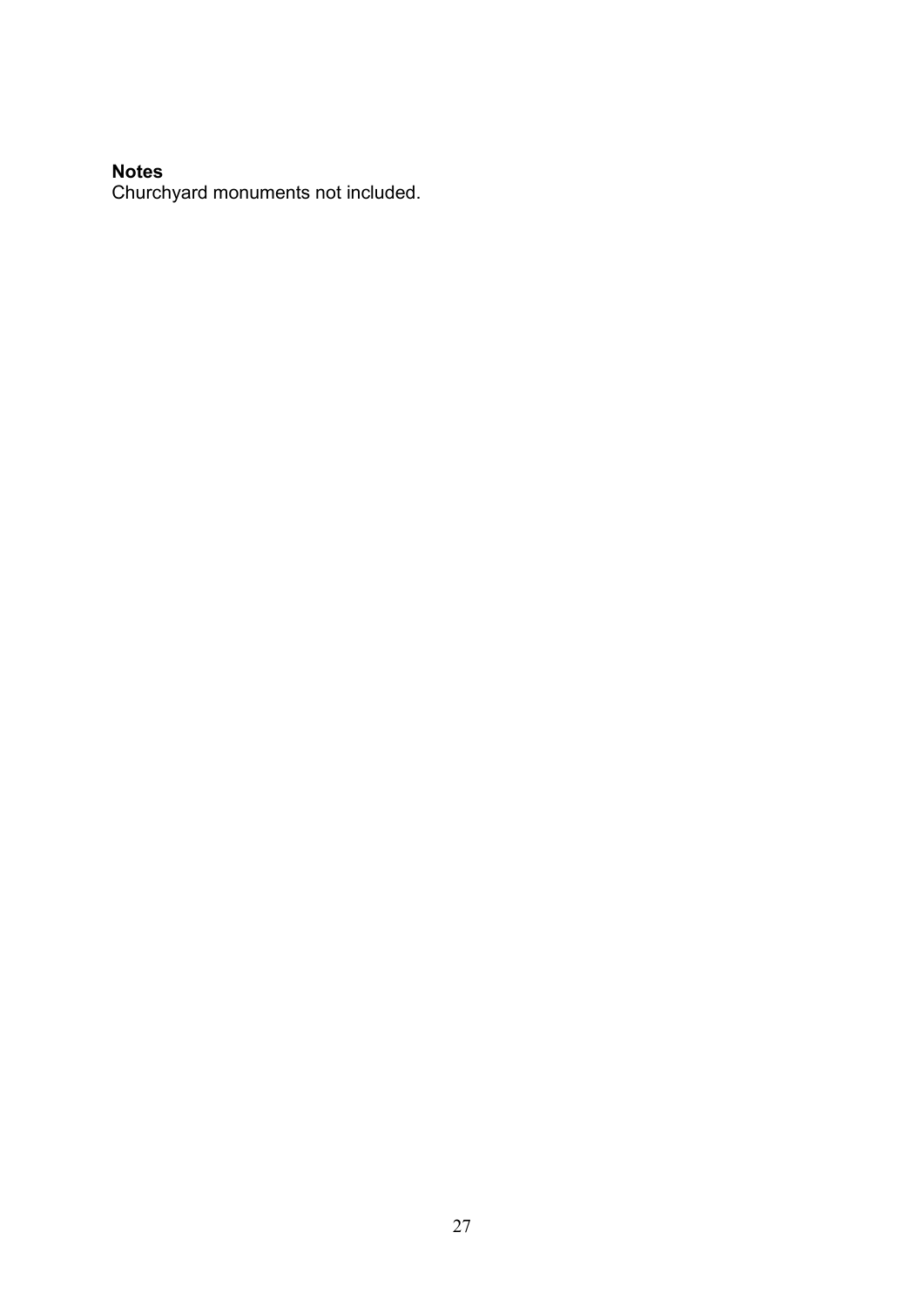**Notes**

Churchyard monuments not included.